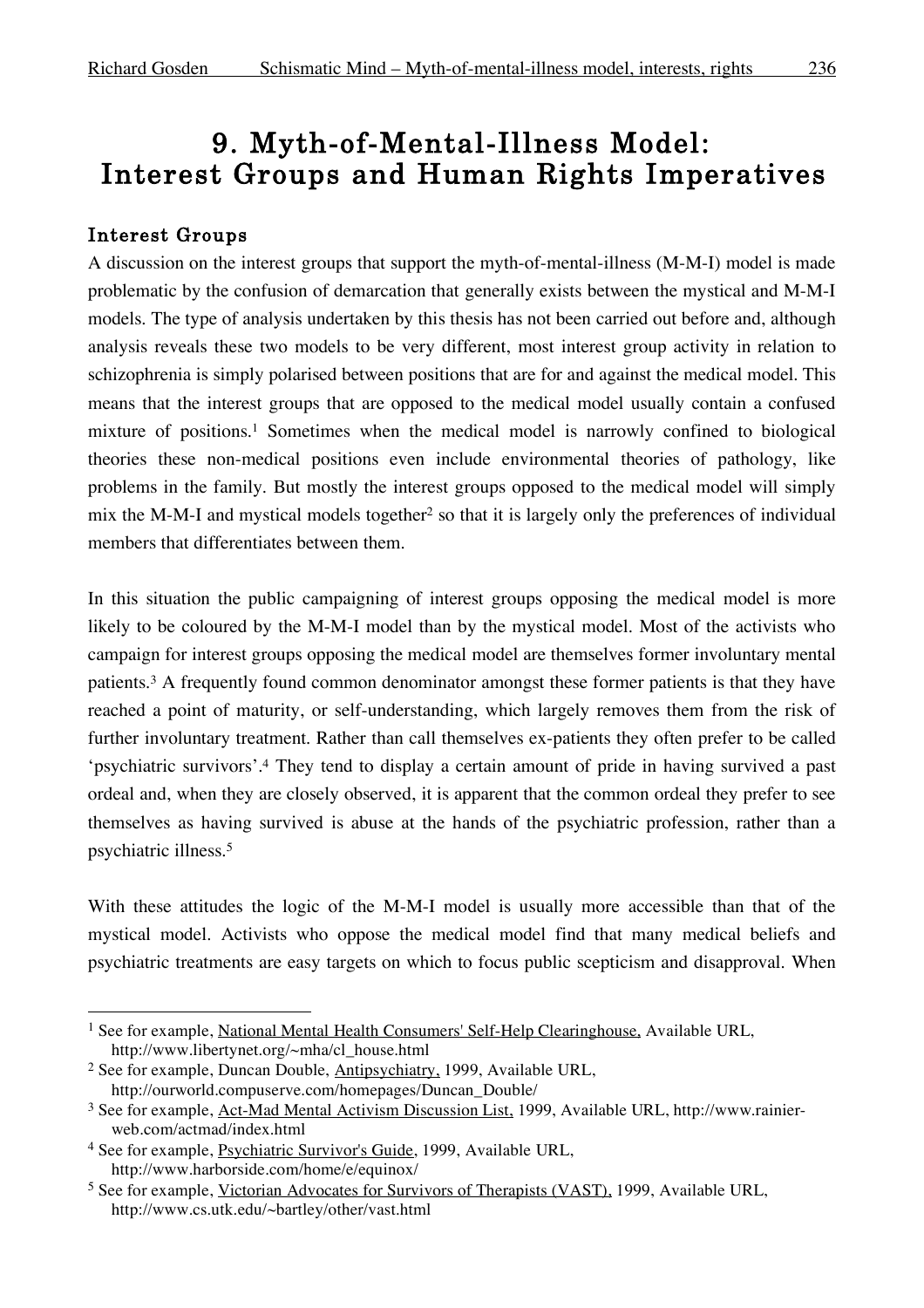# 9. Myth-of-Mental-Illness Model: Interest Groups and Human Rights Imperatives

## Interest Groups

A discussion on the interest groups that support the myth-of-mental-illness (M-M-I) model is made problematic by the confusion of demarcation that generally exists between the mystical and M-M-I models. The type of analysis undertaken by this thesis has not been carried out before and, although analysis reveals these two models to be very different, most interest group activity in relation to schizophrenia is simply polarised between positions that are for and against the medical model. This means that the interest groups that are opposed to the medical model usually contain a confused mixture of positions.[1] Sometimes when the medical model is narrowly confined to biological theories these non-medical positions even include environmental theories of pathology, like problems in the family. But mostly the interest groups opposed to the medical model will simply mix the M-M-I and mystical models together[2] so that it is largely only the preferences of individual members that differentiates between them.

In this situation the public campaigning of interest groups opposing the medical model is more likely to be coloured by the M-M-I model than by the mystical model. Most of the activists who campaign for interest groups opposing the medical model are themselves former involuntary mental patients.[3] A frequently found common denominator amongst these former patients is that they have reached a point of maturity, or self-understanding, which largely removes them from the risk of further involuntary treatment. Rather than call themselves ex-patients they often prefer to be called 'psychiatric survivors'.[4] They tend to display a certain amount of pride in having survived a past ordeal and, when they are closely observed, it is apparent that the common ordeal they prefer to see themselves as having survived is abuse at the hands of the psychiatric profession, rather than a psychiatric illness.[5]

With these attitudes the logic of the M-M-I model is usually more accessible than that of the mystical model. Activists who oppose the medical model find that many medical beliefs and psychiatric treatments are easy targets on which to focus public scepticism and disapproval. When

---

[1] See for example, National Mental Health Consumers' Self-Help Clearinghouse, Available URL, http://www.libertynet.org/~mha/cl_house.html

[2] See for example, Duncan Double, Antipsychiatry, 1999, Available URL, http://ourworld.compuserve.com/homepages/Duncan_Double/

[3] See for example, Act-Mad Mental Activism Discussion List, 1999, Available URL, http://www.rainier-web.com/actmad/index.html

[4] See for example, Psychiatric Survivor's Guide, 1999, Available URL, http://www.harborside.com/home/e/equinox/

[5] See for example, Victorian Advocates for Survivors of Therapists (VAST), 1999, Available URL, http://www.cs.utk.edu/~bartley/other/vast.html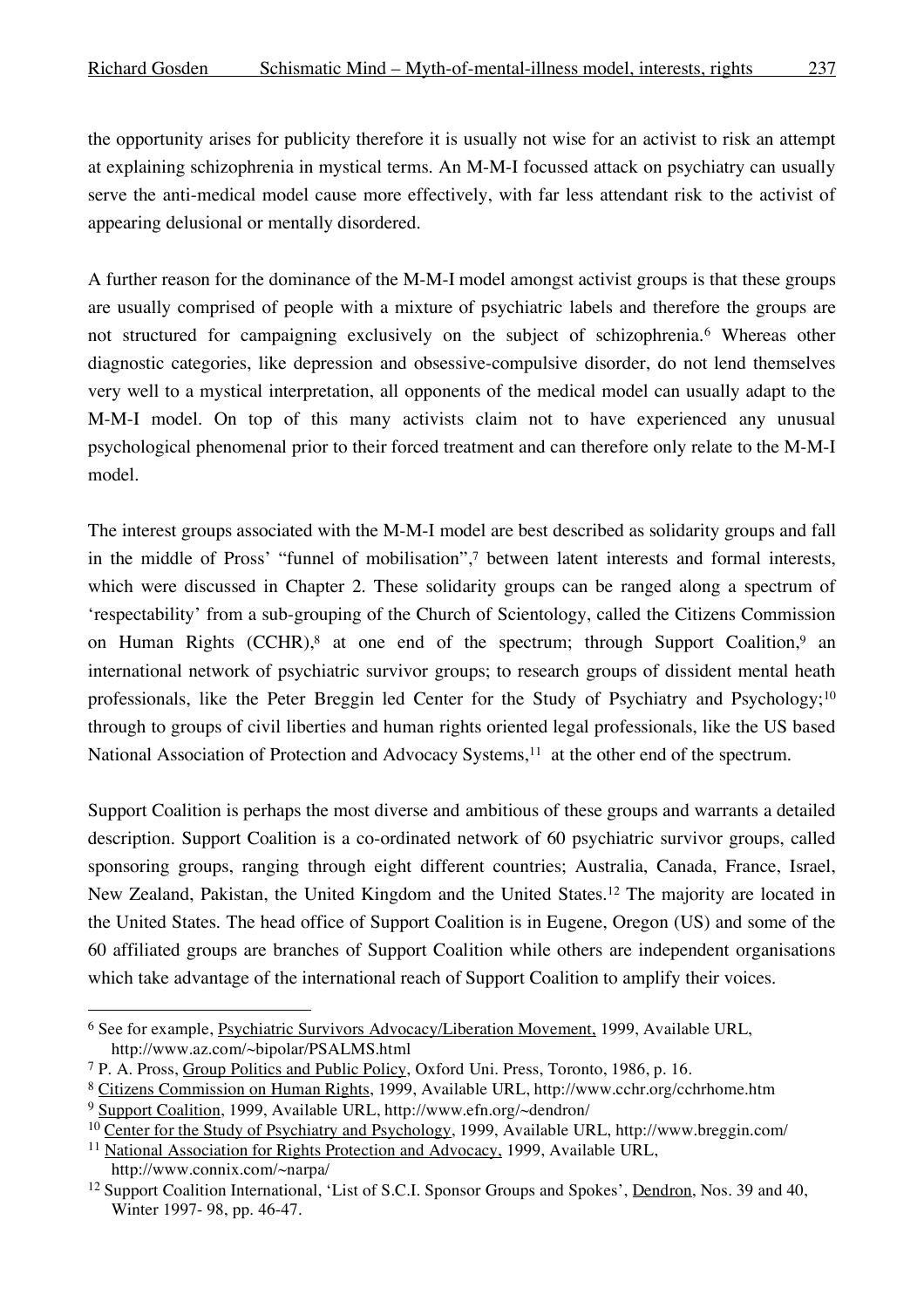the opportunity arises for publicity therefore it is usually not wise for an activist to risk an attempt at explaining schizophrenia in mystical terms. An M-M-I focussed attack on psychiatry can usually serve the anti-medical model cause more effectively, with far less attendant risk to the activist of appearing delusional or mentally disordered.

A further reason for the dominance of the M-M-I model amongst activist groups is that these groups are usually comprised of people with a mixture of psychiatric labels and therefore the groups are not structured for campaigning exclusively on the subject of schizophrenia.[6] Whereas other diagnostic categories, like depression and obsessive-compulsive disorder, do not lend themselves very well to a mystical interpretation, all opponents of the medical model can usually adapt to the M-M-I model. On top of this many activists claim not to have experienced any unusual psychological phenomenal prior to their forced treatment and can therefore only relate to the M-M-I model.

The interest groups associated with the M-M-I model are best described as solidarity groups and fall in the middle of Pross' "funnel of mobilisation",[7] between latent interests and formal interests, which were discussed in Chapter 2. These solidarity groups can be ranged along a spectrum of 'respectability' from a sub-grouping of the Church of Scientology, called the Citizens Commission on Human Rights (CCHR),[8] at one end of the spectrum; through Support Coalition,[9] an international network of psychiatric survivor groups; to research groups of dissident mental heath professionals, like the Peter Breggin led Center for the Study of Psychiatry and Psychology;[10] through to groups of civil liberties and human rights oriented legal professionals, like the US based National Association of Protection and Advocacy Systems,[11] at the other end of the spectrum.

Support Coalition is perhaps the most diverse and ambitious of these groups and warrants a detailed description. Support Coalition is a co-ordinated network of 60 psychiatric survivor groups, called sponsoring groups, ranging through eight different countries; Australia, Canada, France, Israel, New Zealand, Pakistan, the United Kingdom and the United States.[12] The majority are located in the United States. The head office of Support Coalition is in Eugene, Oregon (US) and some of the 60 affiliated groups are branches of Support Coalition while others are independent organisations which take advantage of the international reach of Support Coalition to amplify their voices.

---

[6] See for example, Psychiatric Survivors Advocacy/Liberation Movement, 1999, Available URL, http://www.az.com/~bipolar/PSALMS.html

[7] P. A. Pross, Group Politics and Public Policy, Oxford Uni. Press, Toronto, 1986, p. 16.

[8] Citizens Commission on Human Rights, 1999, Available URL, http://www.cchr.org/cchrhome.htm

[9] Support Coalition, 1999, Available URL, http://www.efn.org/~dendron/

[10] Center for the Study of Psychiatry and Psychology, 1999, Available URL, http://www.breggin.com/

[11] National Association for Rights Protection and Advocacy, 1999, Available URL, http://www.connix.com/~narpa/

[12] Support Coalition International, 'List of S.C.I. Sponsor Groups and Spokes', Dendron, Nos. 39 and 40, Winter 1997- 98, pp. 46-47.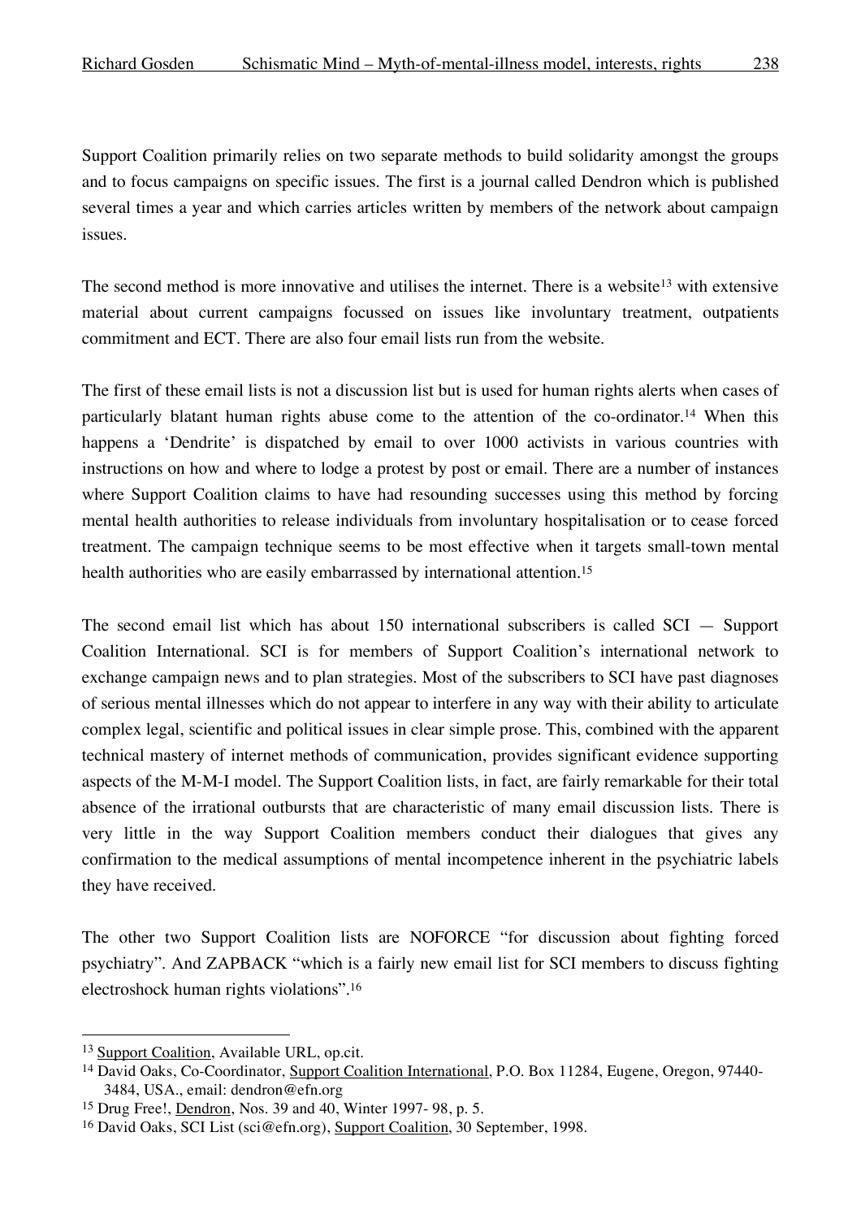Support Coalition primarily relies on two separate methods to build solidarity amongst the groups and to focus campaigns on specific issues. The first is a journal called Dendron which is published several times a year and which carries articles written by members of the network about campaign issues.

The second method is more innovative and utilises the internet. There is a website[13] with extensive material about current campaigns focussed on issues like involuntary treatment, outpatients commitment and ECT. There are also four email lists run from the website.

The first of these email lists is not a discussion list but is used for human rights alerts when cases of particularly blatant human rights abuse come to the attention of the co-ordinator.[14] When this happens a 'Dendrite' is dispatched by email to over 1000 activists in various countries with instructions on how and where to lodge a protest by post or email. There are a number of instances where Support Coalition claims to have had resounding successes using this method by forcing mental health authorities to release individuals from involuntary hospitalisation or to cease forced treatment. The campaign technique seems to be most effective when it targets small-town mental health authorities who are easily embarrassed by international attention.[15]

The second email list which has about 150 international subscribers is called SCI — Support Coalition International. SCI is for members of Support Coalition's international network to exchange campaign news and to plan strategies. Most of the subscribers to SCI have past diagnoses of serious mental illnesses which do not appear to interfere in any way with their ability to articulate complex legal, scientific and political issues in clear simple prose. This, combined with the apparent technical mastery of internet methods of communication, provides significant evidence supporting aspects of the M-M-I model. The Support Coalition lists, in fact, are fairly remarkable for their total absence of the irrational outbursts that are characteristic of many email discussion lists. There is very little in the way Support Coalition members conduct their dialogues that gives any confirmation to the medical assumptions of mental incompetence inherent in the psychiatric labels they have received.

The other two Support Coalition lists are NOFORCE "for discussion about fighting forced psychiatry". And ZAPBACK "which is a fairly new email list for SCI members to discuss fighting electroshock human rights violations".[16]

---

[13] Support Coalition, Available URL, op.cit.

[14] David Oaks, Co-Coordinator, Support Coalition International, P.O. Box 11284, Eugene, Oregon, 97440-3484, USA., email: dendron@efn.org

[15] Drug Free!, Dendron, Nos. 39 and 40, Winter 1997- 98, p. 5.

[16] David Oaks, SCI List (sci@efn.org), Support Coalition, 30 September, 1998.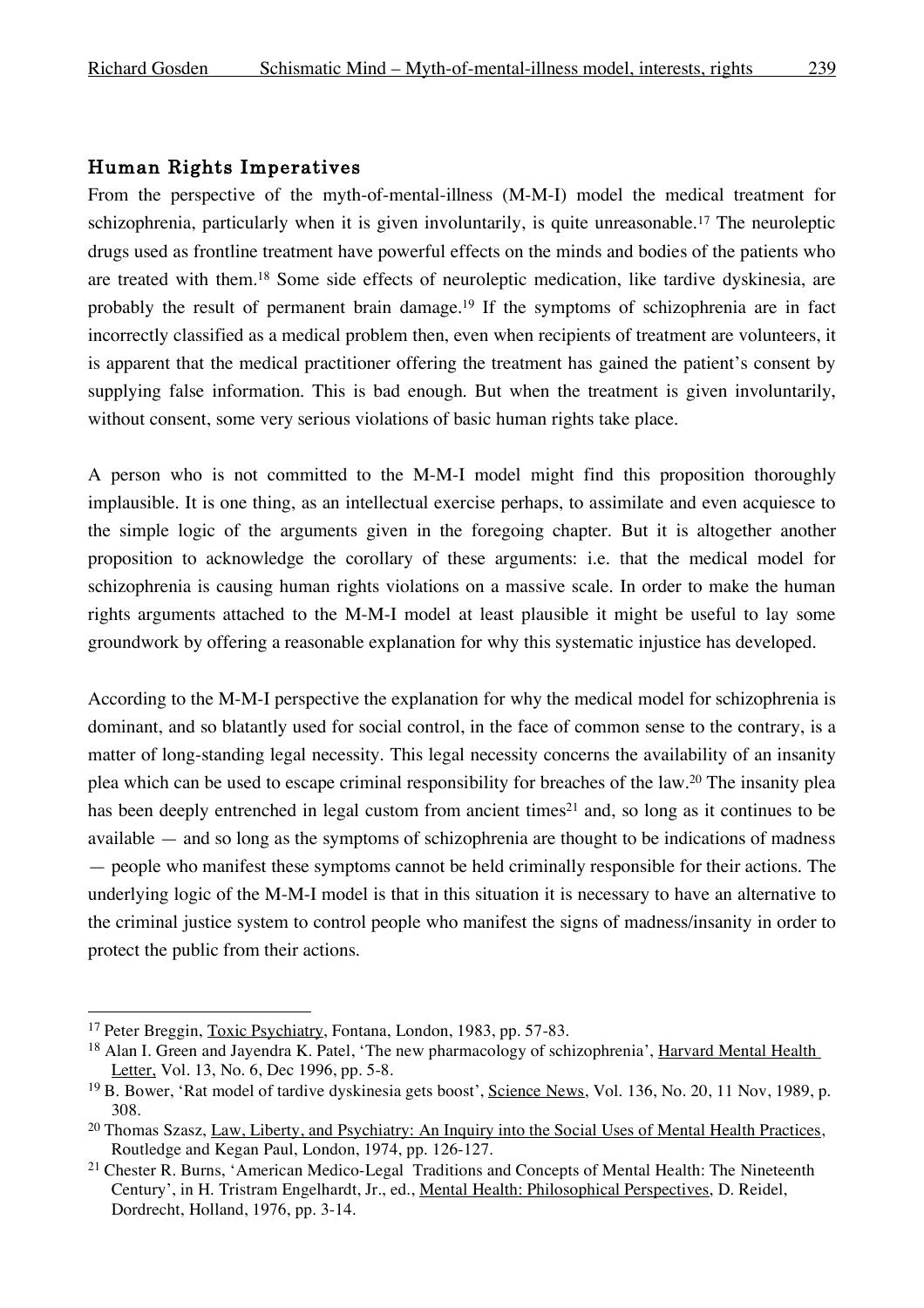## Human Rights Imperatives

From the perspective of the myth-of-mental-illness (M-M-I) model the medical treatment for schizophrenia, particularly when it is given involuntarily, is quite unreasonable.[17] The neuroleptic drugs used as frontline treatment have powerful effects on the minds and bodies of the patients who are treated with them.[18] Some side effects of neuroleptic medication, like tardive dyskinesia, are probably the result of permanent brain damage.[19] If the symptoms of schizophrenia are in fact incorrectly classified as a medical problem then, even when recipients of treatment are volunteers, it is apparent that the medical practitioner offering the treatment has gained the patient's consent by supplying false information. This is bad enough. But when the treatment is given involuntarily, without consent, some very serious violations of basic human rights take place.

A person who is not committed to the M-M-I model might find this proposition thoroughly implausible. It is one thing, as an intellectual exercise perhaps, to assimilate and even acquiesce to the simple logic of the arguments given in the foregoing chapter. But it is altogether another proposition to acknowledge the corollary of these arguments: i.e. that the medical model for schizophrenia is causing human rights violations on a massive scale. In order to make the human rights arguments attached to the M-M-I model at least plausible it might be useful to lay some groundwork by offering a reasonable explanation for why this systematic injustice has developed.

According to the M-M-I perspective the explanation for why the medical model for schizophrenia is dominant, and so blatantly used for social control, in the face of common sense to the contrary, is a matter of long-standing legal necessity. This legal necessity concerns the availability of an insanity plea which can be used to escape criminal responsibility for breaches of the law.[20] The insanity plea has been deeply entrenched in legal custom from ancient times[21] and, so long as it continues to be available — and so long as the symptoms of schizophrenia are thought to be indications of madness — people who manifest these symptoms cannot be held criminally responsible for their actions. The underlying logic of the M-M-I model is that in this situation it is necessary to have an alternative to the criminal justice system to control people who manifest the signs of madness/insanity in order to protect the public from their actions.

---

[17] Peter Breggin, Toxic Psychiatry, Fontana, London, 1983, pp. 57-83.

[18] Alan I. Green and Jayendra K. Patel, 'The new pharmacology of schizophrenia', Harvard Mental Health Letter, Vol. 13, No. 6, Dec 1996, pp. 5-8.

[19] B. Bower, 'Rat model of tardive dyskinesia gets boost', Science News, Vol. 136, No. 20, 11 Nov, 1989, p. 308.

[20] Thomas Szasz, Law, Liberty, and Psychiatry: An Inquiry into the Social Uses of Mental Health Practices, Routledge and Kegan Paul, London, 1974, pp. 126-127.

[21] Chester R. Burns, 'American Medico-Legal Traditions and Concepts of Mental Health: The Nineteenth Century', in H. Tristram Engelhardt, Jr., ed., Mental Health: Philosophical Perspectives, D. Reidel, Dordrecht, Holland, 1976, pp. 3-14.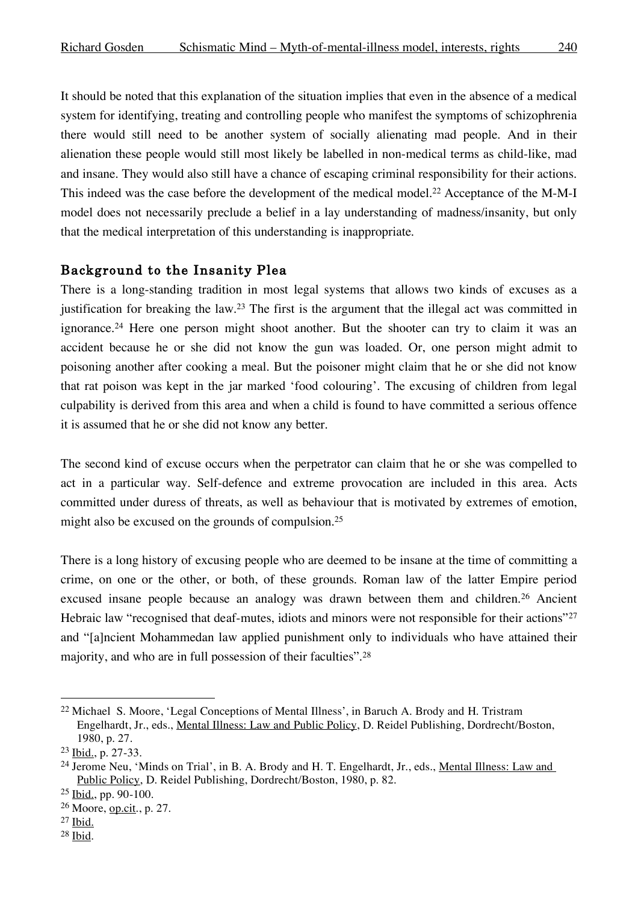It should be noted that this explanation of the situation implies that even in the absence of a medical system for identifying, treating and controlling people who manifest the symptoms of schizophrenia there would still need to be another system of socially alienating mad people. And in their alienation these people would still most likely be labelled in non-medical terms as child-like, mad and insane. They would also still have a chance of escaping criminal responsibility for their actions. This indeed was the case before the development of the medical model.[22] Acceptance of the M-M-I model does not necessarily preclude a belief in a lay understanding of madness/insanity, but only that the medical interpretation of this understanding is inappropriate.

## Background to the Insanity Plea

There is a long-standing tradition in most legal systems that allows two kinds of excuses as a justification for breaking the law.[23] The first is the argument that the illegal act was committed in ignorance.[24] Here one person might shoot another. But the shooter can try to claim it was an accident because he or she did not know the gun was loaded. Or, one person might admit to poisoning another after cooking a meal. But the poisoner might claim that he or she did not know that rat poison was kept in the jar marked 'food colouring'. The excusing of children from legal culpability is derived from this area and when a child is found to have committed a serious offence it is assumed that he or she did not know any better.

The second kind of excuse occurs when the perpetrator can claim that he or she was compelled to act in a particular way. Self-defence and extreme provocation are included in this area. Acts committed under duress of threats, as well as behaviour that is motivated by extremes of emotion, might also be excused on the grounds of compulsion.[25]

There is a long history of excusing people who are deemed to be insane at the time of committing a crime, on one or the other, or both, of these grounds. Roman law of the latter Empire period excused insane people because an analogy was drawn between them and children.[26] Ancient Hebraic law "recognised that deaf-mutes, idiots and minors were not responsible for their actions"[27] and "[a]ncient Mohammedan law applied punishment only to individuals who have attained their majority, and who are in full possession of their faculties".[28]

---

[22] Michael S. Moore, 'Legal Conceptions of Mental Illness', in Baruch A. Brody and H. Tristram Engelhardt, Jr., eds., Mental Illness: Law and Public Policy, D. Reidel Publishing, Dordrecht/Boston, 1980, p. 27.

[23] Ibid., p. 27-33.

[24] Jerome Neu, 'Minds on Trial', in B. A. Brody and H. T. Engelhardt, Jr., eds., Mental Illness: Law and Public Policy, D. Reidel Publishing, Dordrecht/Boston, 1980, p. 82.

[25] Ibid., pp. 90-100.

[26] Moore, op.cit., p. 27.

[27] Ibid.

[28] Ibid.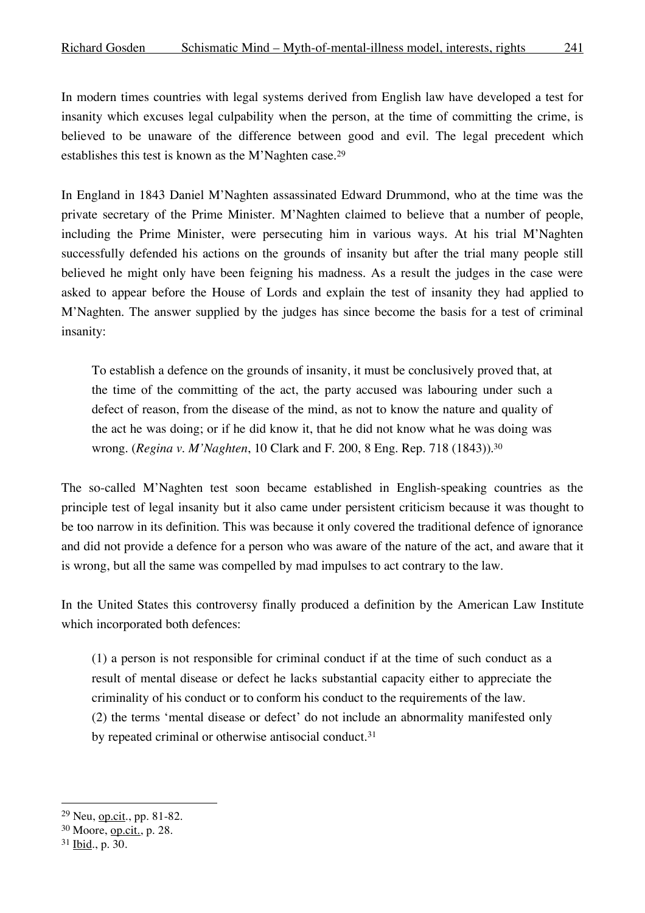In modern times countries with legal systems derived from English law have developed a test for insanity which excuses legal culpability when the person, at the time of committing the crime, is believed to be unaware of the difference between good and evil. The legal precedent which establishes this test is known as the M'Naghten case.[29]

In England in 1843 Daniel M'Naghten assassinated Edward Drummond, who at the time was the private secretary of the Prime Minister. M'Naghten claimed to believe that a number of people, including the Prime Minister, were persecuting him in various ways. At his trial M'Naghten successfully defended his actions on the grounds of insanity but after the trial many people still believed he might only have been feigning his madness. As a result the judges in the case were asked to appear before the House of Lords and explain the test of insanity they had applied to M'Naghten. The answer supplied by the judges has since become the basis for a test of criminal insanity:

> To establish a defence on the grounds of insanity, it must be conclusively proved that, at the time of the committing of the act, the party accused was labouring under such a defect of reason, from the disease of the mind, as not to know the nature and quality of the act he was doing; or if he did know it, that he did not know what he was doing was wrong. (*Regina v. M'Naghten*, 10 Clark and F. 200, 8 Eng. Rep. 718 (1843)).[30]

The so-called M'Naghten test soon became established in English-speaking countries as the principle test of legal insanity but it also came under persistent criticism because it was thought to be too narrow in its definition. This was because it only covered the traditional defence of ignorance and did not provide a defence for a person who was aware of the nature of the act, and aware that it is wrong, but all the same was compelled by mad impulses to act contrary to the law.

In the United States this controversy finally produced a definition by the American Law Institute which incorporated both defences:

> (1) a person is not responsible for criminal conduct if at the time of such conduct as a result of mental disease or defect he lacks substantial capacity either to appreciate the criminality of his conduct or to conform his conduct to the requirements of the law.
> (2) the terms 'mental disease or defect' do not include an abnormality manifested only by repeated criminal or otherwise antisocial conduct.[31]

---

[29] Neu, op.cit., pp. 81-82.
[30] Moore, op.cit., p. 28.
[31] Ibid., p. 30.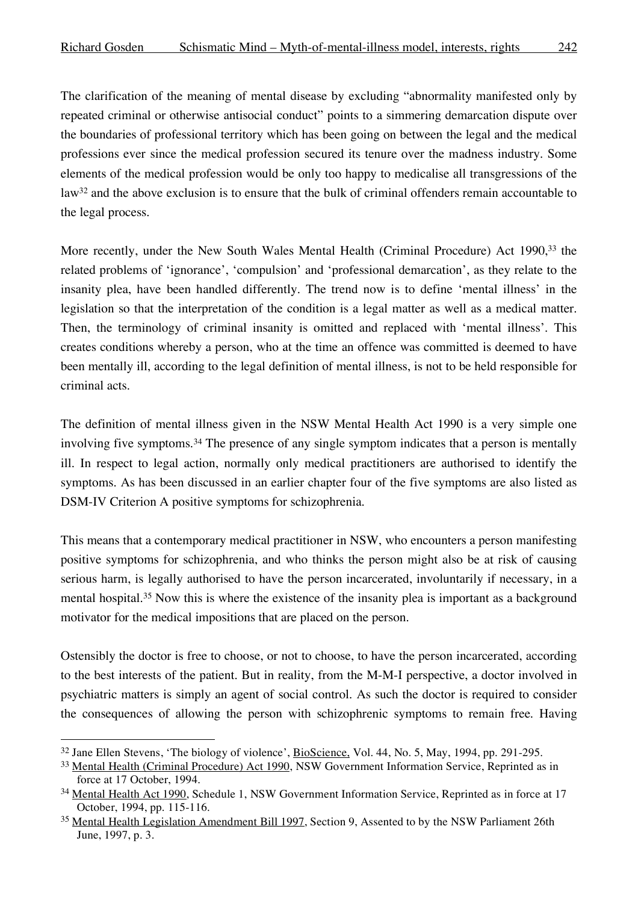The clarification of the meaning of mental disease by excluding "abnormality manifested only by repeated criminal or otherwise antisocial conduct" points to a simmering demarcation dispute over the boundaries of professional territory which has been going on between the legal and the medical professions ever since the medical profession secured its tenure over the madness industry. Some elements of the medical profession would be only too happy to medicalise all transgressions of the law[32] and the above exclusion is to ensure that the bulk of criminal offenders remain accountable to the legal process.

More recently, under the New South Wales Mental Health (Criminal Procedure) Act 1990,[33] the related problems of 'ignorance', 'compulsion' and 'professional demarcation', as they relate to the insanity plea, have been handled differently. The trend now is to define 'mental illness' in the legislation so that the interpretation of the condition is a legal matter as well as a medical matter. Then, the terminology of criminal insanity is omitted and replaced with 'mental illness'. This creates conditions whereby a person, who at the time an offence was committed is deemed to have been mentally ill, according to the legal definition of mental illness, is not to be held responsible for criminal acts.

The definition of mental illness given in the NSW Mental Health Act 1990 is a very simple one involving five symptoms.[34] The presence of any single symptom indicates that a person is mentally ill. In respect to legal action, normally only medical practitioners are authorised to identify the symptoms. As has been discussed in an earlier chapter four of the five symptoms are also listed as DSM-IV Criterion A positive symptoms for schizophrenia.

This means that a contemporary medical practitioner in NSW, who encounters a person manifesting positive symptoms for schizophrenia, and who thinks the person might also be at risk of causing serious harm, is legally authorised to have the person incarcerated, involuntarily if necessary, in a mental hospital.[35] Now this is where the existence of the insanity plea is important as a background motivator for the medical impositions that are placed on the person.

Ostensibly the doctor is free to choose, or not to choose, to have the person incarcerated, according to the best interests of the patient. But in reality, from the M-M-I perspective, a doctor involved in psychiatric matters is simply an agent of social control. As such the doctor is required to consider the consequences of allowing the person with schizophrenic symptoms to remain free. Having

---

[32] Jane Ellen Stevens, 'The biology of violence', BioScience, Vol. 44, No. 5, May, 1994, pp. 291-295.

[33] Mental Health (Criminal Procedure) Act 1990, NSW Government Information Service, Reprinted as in force at 17 October, 1994.

[34] Mental Health Act 1990, Schedule 1, NSW Government Information Service, Reprinted as in force at 17 October, 1994, pp. 115-116.

[35] Mental Health Legislation Amendment Bill 1997, Section 9, Assented to by the NSW Parliament 26th June, 1997, p. 3.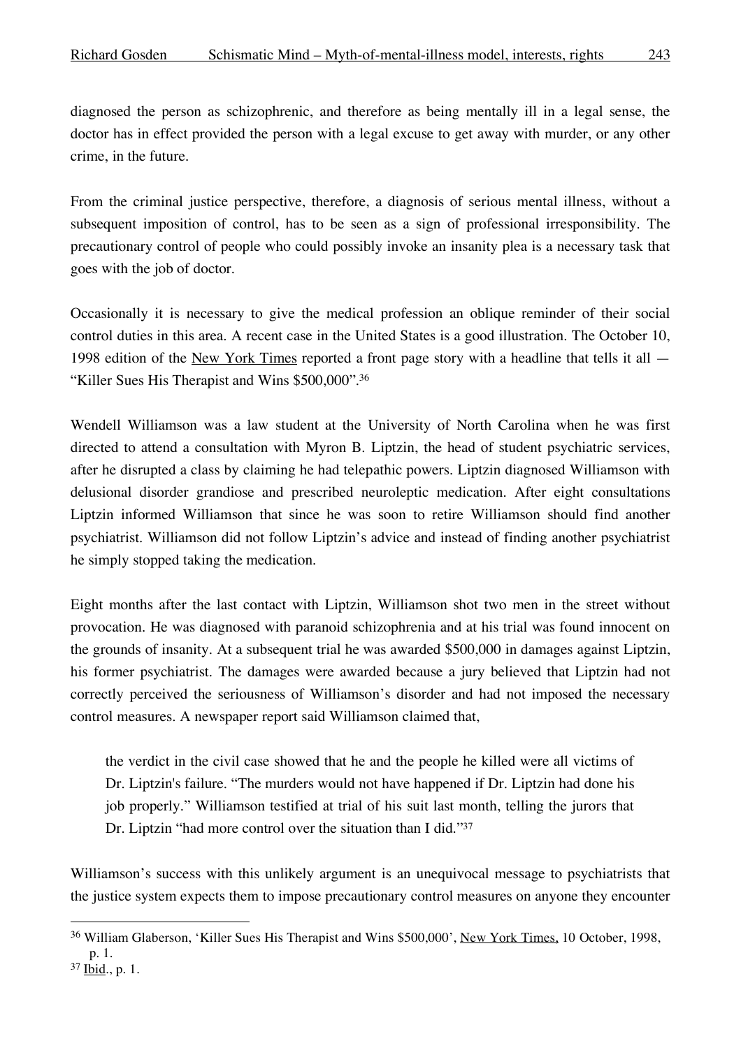diagnosed the person as schizophrenic, and therefore as being mentally ill in a legal sense, the doctor has in effect provided the person with a legal excuse to get away with murder, or any other crime, in the future.

From the criminal justice perspective, therefore, a diagnosis of serious mental illness, without a subsequent imposition of control, has to be seen as a sign of professional irresponsibility. The precautionary control of people who could possibly invoke an insanity plea is a necessary task that goes with the job of doctor.

Occasionally it is necessary to give the medical profession an oblique reminder of their social control duties in this area. A recent case in the United States is a good illustration. The October 10, 1998 edition of the New York Times reported a front page story with a headline that tells it all — "Killer Sues His Therapist and Wins $500,000".[36]

Wendell Williamson was a law student at the University of North Carolina when he was first directed to attend a consultation with Myron B. Liptzin, the head of student psychiatric services, after he disrupted a class by claiming he had telepathic powers. Liptzin diagnosed Williamson with delusional disorder grandiose and prescribed neuroleptic medication. After eight consultations Liptzin informed Williamson that since he was soon to retire Williamson should find another psychiatrist. Williamson did not follow Liptzin's advice and instead of finding another psychiatrist he simply stopped taking the medication.

Eight months after the last contact with Liptzin, Williamson shot two men in the street without provocation. He was diagnosed with paranoid schizophrenia and at his trial was found innocent on the grounds of insanity. At a subsequent trial he was awarded $500,000 in damages against Liptzin, his former psychiatrist. The damages were awarded because a jury believed that Liptzin had not correctly perceived the seriousness of Williamson's disorder and had not imposed the necessary control measures. A newspaper report said Williamson claimed that,

> the verdict in the civil case showed that he and the people he killed were all victims of Dr. Liptzin's failure. "The murders would not have happened if Dr. Liptzin had done his job properly." Williamson testified at trial of his suit last month, telling the jurors that Dr. Liptzin "had more control over the situation than I did."[37]

Williamson's success with this unlikely argument is an unequivocal message to psychiatrists that the justice system expects them to impose precautionary control measures on anyone they encounter

---

[36] William Glaberson, 'Killer Sues His Therapist and Wins $500,000', New York Times, 10 October, 1998, p. 1.

[37] Ibid., p. 1.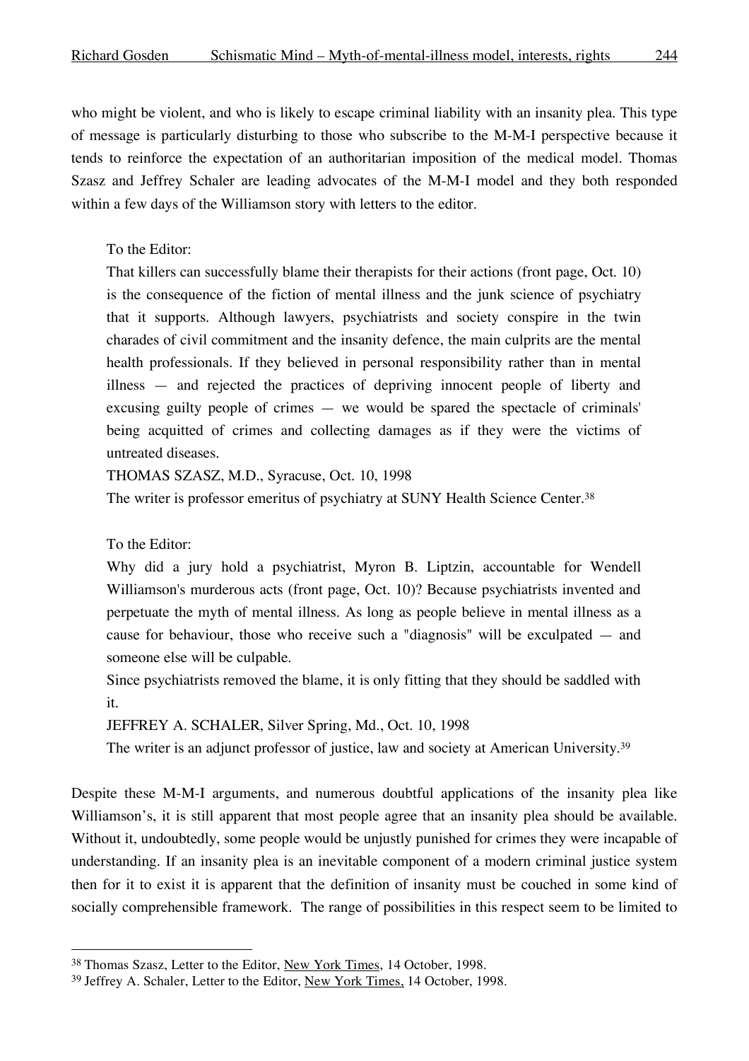who might be violent, and who is likely to escape criminal liability with an insanity plea. This type of message is particularly disturbing to those who subscribe to the M-M-I perspective because it tends to reinforce the expectation of an authoritarian imposition of the medical model. Thomas Szasz and Jeffrey Schaler are leading advocates of the M-M-I model and they both responded within a few days of the Williamson story with letters to the editor.

> To the Editor:
>
> That killers can successfully blame their therapists for their actions (front page, Oct. 10) is the consequence of the fiction of mental illness and the junk science of psychiatry that it supports. Although lawyers, psychiatrists and society conspire in the twin charades of civil commitment and the insanity defence, the main culprits are the mental health professionals. If they believed in personal responsibility rather than in mental illness — and rejected the practices of depriving innocent people of liberty and excusing guilty people of crimes — we would be spared the spectacle of criminals' being acquitted of crimes and collecting damages as if they were the victims of untreated diseases.
>
> THOMAS SZASZ, M.D., Syracuse, Oct. 10, 1998
>
> The writer is professor emeritus of psychiatry at SUNY Health Science Center.[38]

> To the Editor:
>
> Why did a jury hold a psychiatrist, Myron B. Liptzin, accountable for Wendell Williamson's murderous acts (front page, Oct. 10)? Because psychiatrists invented and perpetuate the myth of mental illness. As long as people believe in mental illness as a cause for behaviour, those who receive such a "diagnosis" will be exculpated — and someone else will be culpable.
>
> Since psychiatrists removed the blame, it is only fitting that they should be saddled with it.
>
> JEFFREY A. SCHALER, Silver Spring, Md., Oct. 10, 1998
>
> The writer is an adjunct professor of justice, law and society at American University.[39]

Despite these M-M-I arguments, and numerous doubtful applications of the insanity plea like Williamson's, it is still apparent that most people agree that an insanity plea should be available. Without it, undoubtedly, some people would be unjustly punished for crimes they were incapable of understanding. If an insanity plea is an inevitable component of a modern criminal justice system then for it to exist it is apparent that the definition of insanity must be couched in some kind of socially comprehensible framework. The range of possibilities in this respect seem to be limited to

[38] Thomas Szasz, Letter to the Editor, New York Times, 14 October, 1998.

[39] Jeffrey A. Schaler, Letter to the Editor, New York Times, 14 October, 1998.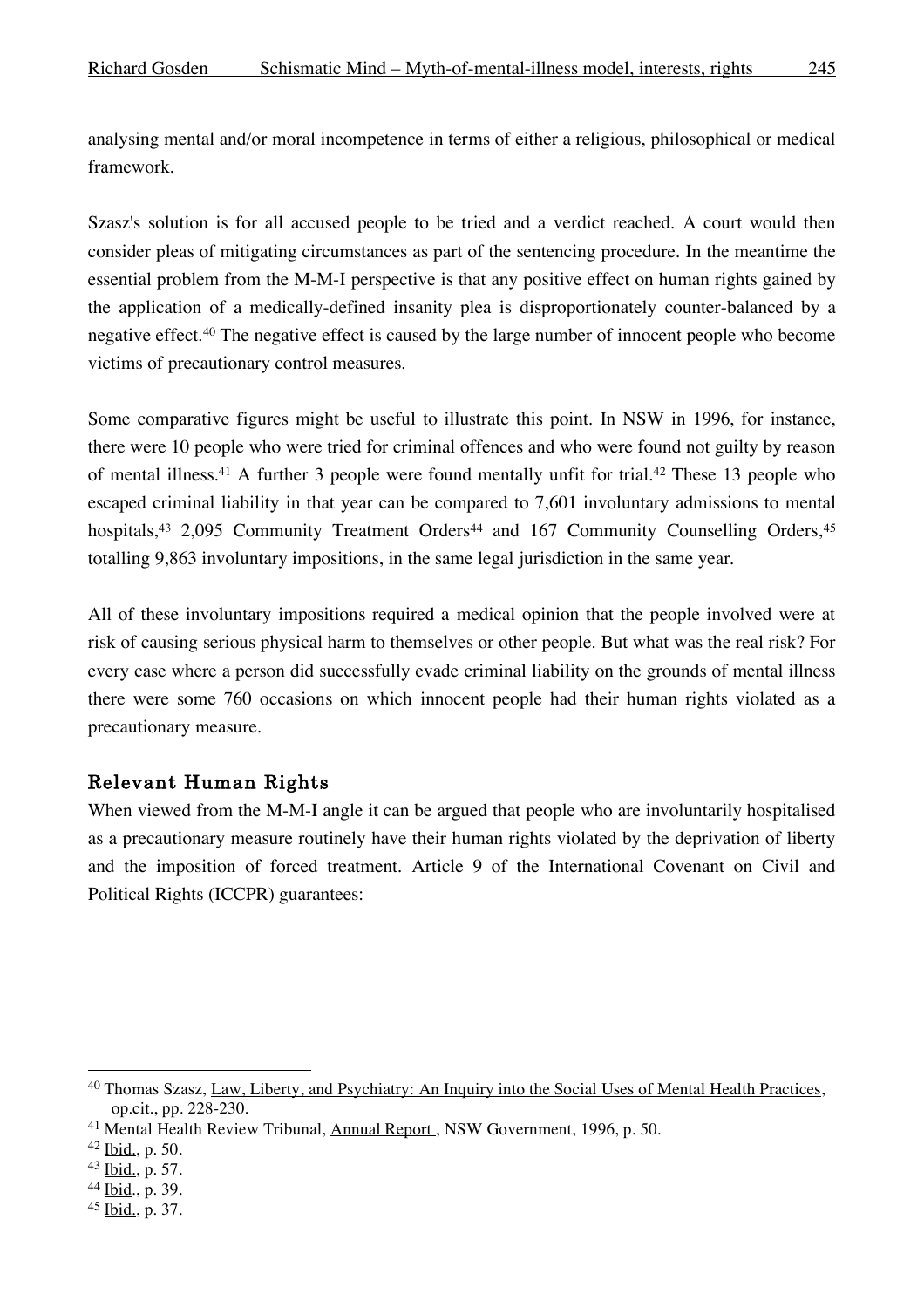analysing mental and/or moral incompetence in terms of either a religious, philosophical or medical framework.

Szasz's solution is for all accused people to be tried and a verdict reached. A court would then consider pleas of mitigating circumstances as part of the sentencing procedure. In the meantime the essential problem from the M-M-I perspective is that any positive effect on human rights gained by the application of a medically-defined insanity plea is disproportionately counter-balanced by a negative effect.[40] The negative effect is caused by the large number of innocent people who become victims of precautionary control measures.

Some comparative figures might be useful to illustrate this point. In NSW in 1996, for instance, there were 10 people who were tried for criminal offences and who were found not guilty by reason of mental illness.[41] A further 3 people were found mentally unfit for trial.[42] These 13 people who escaped criminal liability in that year can be compared to 7,601 involuntary admissions to mental hospitals,[43] 2,095 Community Treatment Orders[44] and 167 Community Counselling Orders,[45] totalling 9,863 involuntary impositions, in the same legal jurisdiction in the same year.

All of these involuntary impositions required a medical opinion that the people involved were at risk of causing serious physical harm to themselves or other people. But what was the real risk? For every case where a person did successfully evade criminal liability on the grounds of mental illness there were some 760 occasions on which innocent people had their human rights violated as a precautionary measure.

## Relevant Human Rights

When viewed from the M-M-I angle it can be argued that people who are involuntarily hospitalised as a precautionary measure routinely have their human rights violated by the deprivation of liberty and the imposition of forced treatment. Article 9 of the International Covenant on Civil and Political Rights (ICCPR) guarantees:

---

[40] Thomas Szasz, Law, Liberty, and Psychiatry: An Inquiry into the Social Uses of Mental Health Practices, op.cit., pp. 228-230.

[41] Mental Health Review Tribunal, Annual Report , NSW Government, 1996, p. 50.

[42] Ibid., p. 50.

[43] Ibid., p. 57.

[44] Ibid., p. 39.

[45] Ibid., p. 37.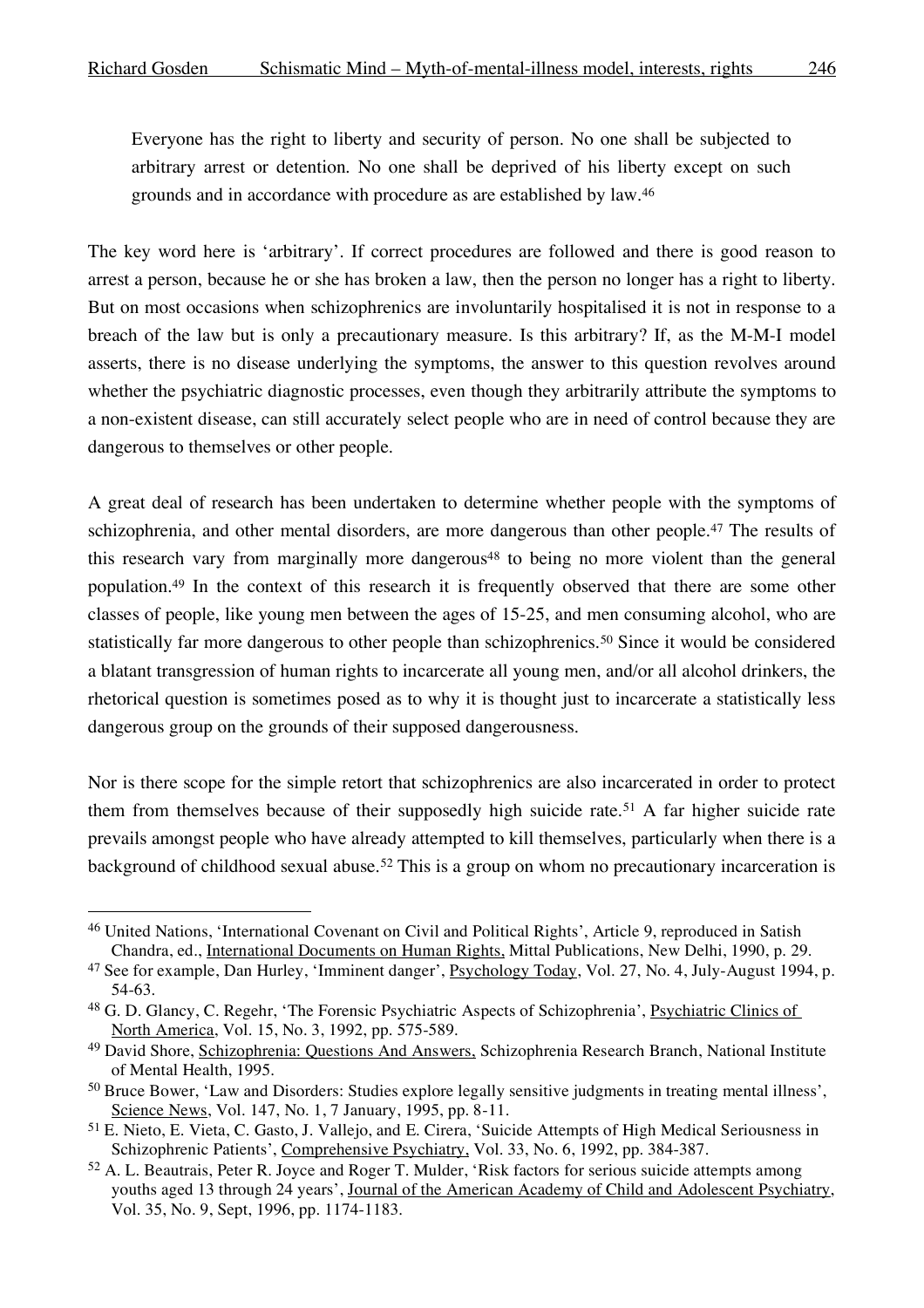> Everyone has the right to liberty and security of person. No one shall be subjected to arbitrary arrest or detention. No one shall be deprived of his liberty except on such grounds and in accordance with procedure as are established by law.[46]

The key word here is 'arbitrary'. If correct procedures are followed and there is good reason to arrest a person, because he or she has broken a law, then the person no longer has a right to liberty. But on most occasions when schizophrenics are involuntarily hospitalised it is not in response to a breach of the law but is only a precautionary measure. Is this arbitrary? If, as the M-M-I model asserts, there is no disease underlying the symptoms, the answer to this question revolves around whether the psychiatric diagnostic processes, even though they arbitrarily attribute the symptoms to a non-existent disease, can still accurately select people who are in need of control because they are dangerous to themselves or other people.

A great deal of research has been undertaken to determine whether people with the symptoms of schizophrenia, and other mental disorders, are more dangerous than other people.[47] The results of this research vary from marginally more dangerous[48] to being no more violent than the general population.[49] In the context of this research it is frequently observed that there are some other classes of people, like young men between the ages of 15-25, and men consuming alcohol, who are statistically far more dangerous to other people than schizophrenics.[50] Since it would be considered a blatant transgression of human rights to incarcerate all young men, and/or all alcohol drinkers, the rhetorical question is sometimes posed as to why it is thought just to incarcerate a statistically less dangerous group on the grounds of their supposed dangerousness.

Nor is there scope for the simple retort that schizophrenics are also incarcerated in order to protect them from themselves because of their supposedly high suicide rate.[51] A far higher suicide rate prevails amongst people who have already attempted to kill themselves, particularly when there is a background of childhood sexual abuse.[52] This is a group on whom no precautionary incarceration is

---

[46] United Nations, 'International Covenant on Civil and Political Rights', Article 9, reproduced in Satish Chandra, ed., International Documents on Human Rights, Mittal Publications, New Delhi, 1990, p. 29.

[47] See for example, Dan Hurley, 'Imminent danger', Psychology Today, Vol. 27, No. 4, July-August 1994, p. 54-63.

[48] G. D. Glancy, C. Regehr, 'The Forensic Psychiatric Aspects of Schizophrenia', Psychiatric Clinics of North America, Vol. 15, No. 3, 1992, pp. 575-589.

[49] David Shore, Schizophrenia: Questions And Answers, Schizophrenia Research Branch, National Institute of Mental Health, 1995.

[50] Bruce Bower, 'Law and Disorders: Studies explore legally sensitive judgments in treating mental illness', Science News, Vol. 147, No. 1, 7 January, 1995, pp. 8-11.

[51] E. Nieto, E. Vieta, C. Gasto, J. Vallejo, and E. Cirera, 'Suicide Attempts of High Medical Seriousness in Schizophrenic Patients', Comprehensive Psychiatry, Vol. 33, No. 6, 1992, pp. 384-387.

[52] A. L. Beautrais, Peter R. Joyce and Roger T. Mulder, 'Risk factors for serious suicide attempts among youths aged 13 through 24 years', Journal of the American Academy of Child and Adolescent Psychiatry, Vol. 35, No. 9, Sept, 1996, pp. 1174-1183.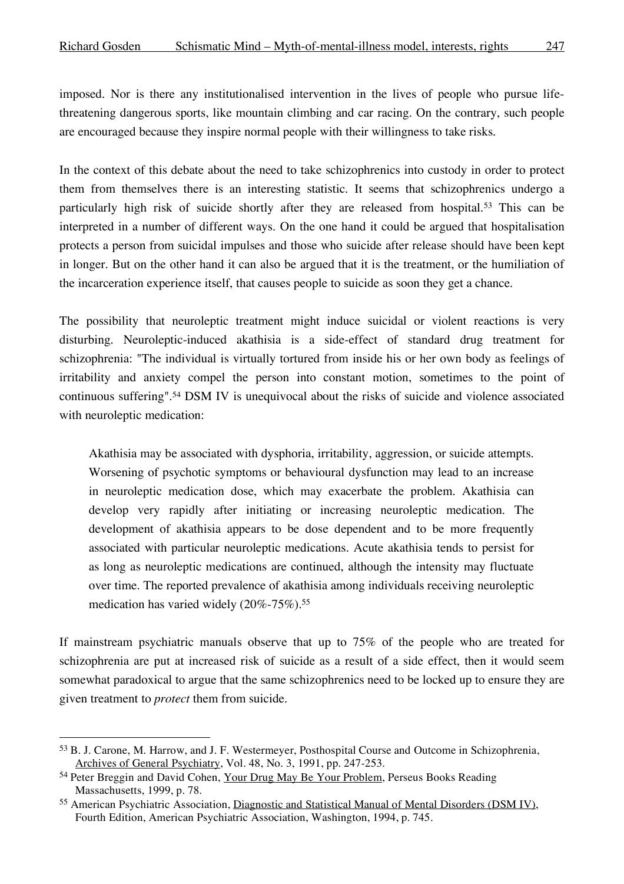imposed. Nor is there any institutionalised intervention in the lives of people who pursue life-threatening dangerous sports, like mountain climbing and car racing. On the contrary, such people are encouraged because they inspire normal people with their willingness to take risks.

In the context of this debate about the need to take schizophrenics into custody in order to protect them from themselves there is an interesting statistic. It seems that schizophrenics undergo a particularly high risk of suicide shortly after they are released from hospital.[53] This can be interpreted in a number of different ways. On the one hand it could be argued that hospitalisation protects a person from suicidal impulses and those who suicide after release should have been kept in longer. But on the other hand it can also be argued that it is the treatment, or the humiliation of the incarceration experience itself, that causes people to suicide as soon they get a chance.

The possibility that neuroleptic treatment might induce suicidal or violent reactions is very disturbing. Neuroleptic-induced akathisia is a side-effect of standard drug treatment for schizophrenia: "The individual is virtually tortured from inside his or her own body as feelings of irritability and anxiety compel the person into constant motion, sometimes to the point of continuous suffering".[54] DSM IV is unequivocal about the risks of suicide and violence associated with neuroleptic medication:

> Akathisia may be associated with dysphoria, irritability, aggression, or suicide attempts. Worsening of psychotic symptoms or behavioural dysfunction may lead to an increase in neuroleptic medication dose, which may exacerbate the problem. Akathisia can develop very rapidly after initiating or increasing neuroleptic medication. The development of akathisia appears to be dose dependent and to be more frequently associated with particular neuroleptic medications. Acute akathisia tends to persist for as long as neuroleptic medications are continued, although the intensity may fluctuate over time. The reported prevalence of akathisia among individuals receiving neuroleptic medication has varied widely (20%-75%).[55]

If mainstream psychiatric manuals observe that up to 75% of the people who are treated for schizophrenia are put at increased risk of suicide as a result of a side effect, then it would seem somewhat paradoxical to argue that the same schizophrenics need to be locked up to ensure they are given treatment to *protect* them from suicide.

---

[53] B. J. Carone, M. Harrow, and J. F. Westermeyer, Posthospital Course and Outcome in Schizophrenia, Archives of General Psychiatry, Vol. 48, No. 3, 1991, pp. 247-253.

[54] Peter Breggin and David Cohen, Your Drug May Be Your Problem, Perseus Books Reading Massachusetts, 1999, p. 78.

[55] American Psychiatric Association, Diagnostic and Statistical Manual of Mental Disorders (DSM IV), Fourth Edition, American Psychiatric Association, Washington, 1994, p. 745.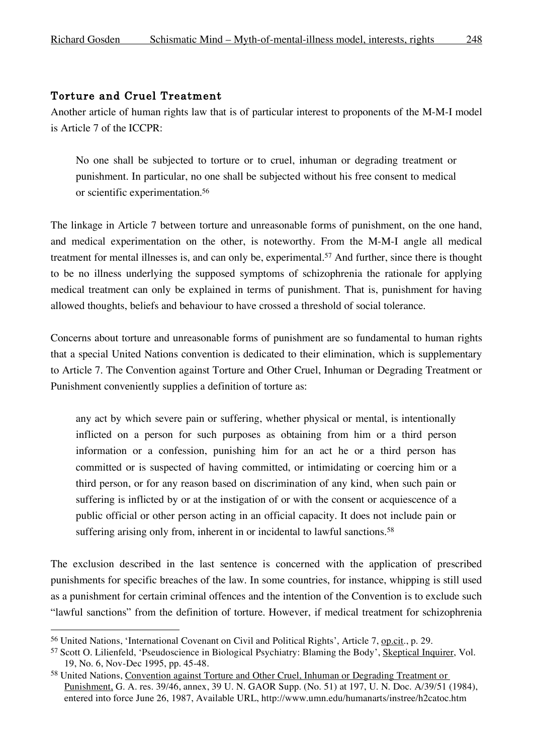## Torture and Cruel Treatment

Another article of human rights law that is of particular interest to proponents of the M-M-I model is Article 7 of the ICCPR:

> No one shall be subjected to torture or to cruel, inhuman or degrading treatment or punishment. In particular, no one shall be subjected without his free consent to medical or scientific experimentation.[56]

The linkage in Article 7 between torture and unreasonable forms of punishment, on the one hand, and medical experimentation on the other, is noteworthy. From the M-M-I angle all medical treatment for mental illnesses is, and can only be, experimental.[57] And further, since there is thought to be no illness underlying the supposed symptoms of schizophrenia the rationale for applying medical treatment can only be explained in terms of punishment. That is, punishment for having allowed thoughts, beliefs and behaviour to have crossed a threshold of social tolerance.

Concerns about torture and unreasonable forms of punishment are so fundamental to human rights that a special United Nations convention is dedicated to their elimination, which is supplementary to Article 7. The Convention against Torture and Other Cruel, Inhuman or Degrading Treatment or Punishment conveniently supplies a definition of torture as:

> any act by which severe pain or suffering, whether physical or mental, is intentionally inflicted on a person for such purposes as obtaining from him or a third person information or a confession, punishing him for an act he or a third person has committed or is suspected of having committed, or intimidating or coercing him or a third person, or for any reason based on discrimination of any kind, when such pain or suffering is inflicted by or at the instigation of or with the consent or acquiescence of a public official or other person acting in an official capacity. It does not include pain or suffering arising only from, inherent in or incidental to lawful sanctions.[58]

The exclusion described in the last sentence is concerned with the application of prescribed punishments for specific breaches of the law. In some countries, for instance, whipping is still used as a punishment for certain criminal offences and the intention of the Convention is to exclude such "lawful sanctions" from the definition of torture. However, if medical treatment for schizophrenia

---

[56] United Nations, 'International Covenant on Civil and Political Rights', Article 7, op.cit., p. 29.

[57] Scott O. Lilienfeld, 'Pseudoscience in Biological Psychiatry: Blaming the Body', Skeptical Inquirer, Vol. 19, No. 6, Nov-Dec 1995, pp. 45-48.

[58] United Nations, Convention against Torture and Other Cruel, Inhuman or Degrading Treatment or Punishment, G. A. res. 39/46, annex, 39 U. N. GAOR Supp. (No. 51) at 197, U. N. Doc. A/39/51 (1984), entered into force June 26, 1987, Available URL, http://www.umn.edu/humanarts/instree/h2catoc.htm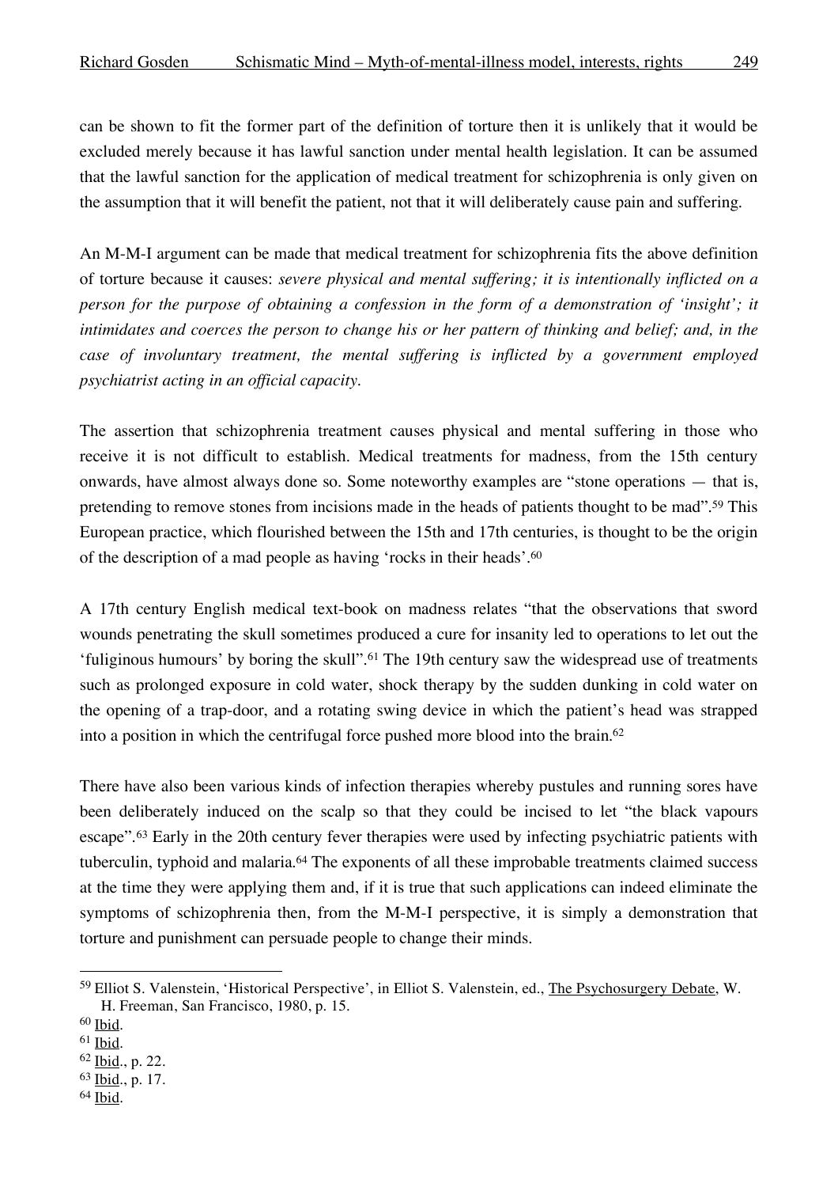can be shown to fit the former part of the definition of torture then it is unlikely that it would be excluded merely because it has lawful sanction under mental health legislation. It can be assumed that the lawful sanction for the application of medical treatment for schizophrenia is only given on the assumption that it will benefit the patient, not that it will deliberately cause pain and suffering.

An M-M-I argument can be made that medical treatment for schizophrenia fits the above definition of torture because it causes: *severe physical and mental suffering; it is intentionally inflicted on a person for the purpose of obtaining a confession in the form of a demonstration of 'insight'; it intimidates and coerces the person to change his or her pattern of thinking and belief; and, in the case of involuntary treatment, the mental suffering is inflicted by a government employed psychiatrist acting in an official capacity.*

The assertion that schizophrenia treatment causes physical and mental suffering in those who receive it is not difficult to establish. Medical treatments for madness, from the 15th century onwards, have almost always done so. Some noteworthy examples are "stone operations — that is, pretending to remove stones from incisions made in the heads of patients thought to be mad".[59] This European practice, which flourished between the 15th and 17th centuries, is thought to be the origin of the description of a mad people as having 'rocks in their heads'.[60]

A 17th century English medical text-book on madness relates "that the observations that sword wounds penetrating the skull sometimes produced a cure for insanity led to operations to let out the 'fuliginous humours' by boring the skull".[61] The 19th century saw the widespread use of treatments such as prolonged exposure in cold water, shock therapy by the sudden dunking in cold water on the opening of a trap-door, and a rotating swing device in which the patient's head was strapped into a position in which the centrifugal force pushed more blood into the brain.[62]

There have also been various kinds of infection therapies whereby pustules and running sores have been deliberately induced on the scalp so that they could be incised to let "the black vapours escape".[63] Early in the 20th century fever therapies were used by infecting psychiatric patients with tuberculin, typhoid and malaria.[64] The exponents of all these improbable treatments claimed success at the time they were applying them and, if it is true that such applications can indeed eliminate the symptoms of schizophrenia then, from the M-M-I perspective, it is simply a demonstration that torture and punishment can persuade people to change their minds.

---

[59] Elliot S. Valenstein, 'Historical Perspective', in Elliot S. Valenstein, ed., The Psychosurgery Debate, W. H. Freeman, San Francisco, 1980, p. 15.

[60] Ibid.

[61] Ibid.

[62] Ibid., p. 22.

[63] Ibid., p. 17.

[64] Ibid.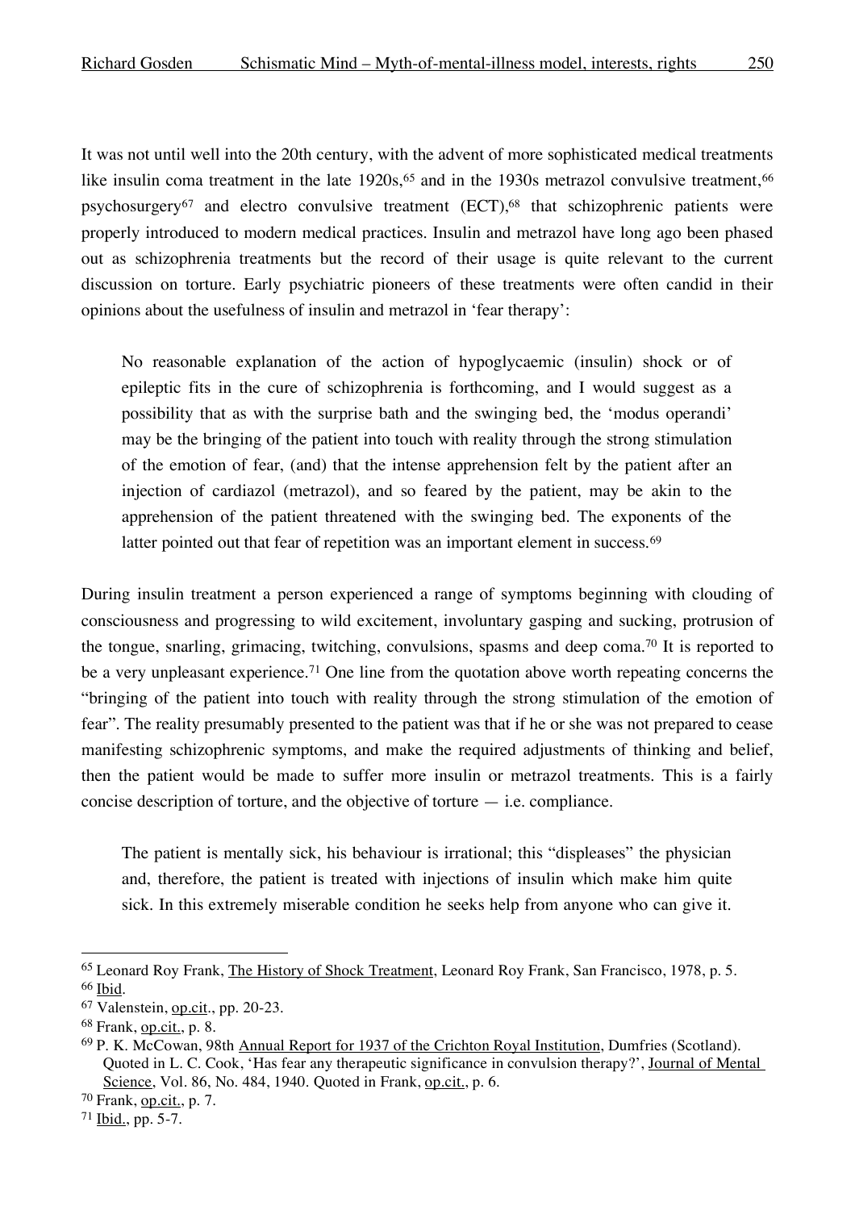It was not until well into the 20th century, with the advent of more sophisticated medical treatments like insulin coma treatment in the late 1920s,[65] and in the 1930s metrazol convulsive treatment,[66] psychosurgery[67] and electro convulsive treatment (ECT),[68] that schizophrenic patients were properly introduced to modern medical practices. Insulin and metrazol have long ago been phased out as schizophrenia treatments but the record of their usage is quite relevant to the current discussion on torture. Early psychiatric pioneers of these treatments were often candid in their opinions about the usefulness of insulin and metrazol in 'fear therapy':

> No reasonable explanation of the action of hypoglycaemic (insulin) shock or of epileptic fits in the cure of schizophrenia is forthcoming, and I would suggest as a possibility that as with the surprise bath and the swinging bed, the 'modus operandi' may be the bringing of the patient into touch with reality through the strong stimulation of the emotion of fear, (and) that the intense apprehension felt by the patient after an injection of cardiazol (metrazol), and so feared by the patient, may be akin to the apprehension of the patient threatened with the swinging bed. The exponents of the latter pointed out that fear of repetition was an important element in success.[69]

During insulin treatment a person experienced a range of symptoms beginning with clouding of consciousness and progressing to wild excitement, involuntary gasping and sucking, protrusion of the tongue, snarling, grimacing, twitching, convulsions, spasms and deep coma.[70] It is reported to be a very unpleasant experience.[71] One line from the quotation above worth repeating concerns the "bringing of the patient into touch with reality through the strong stimulation of the emotion of fear". The reality presumably presented to the patient was that if he or she was not prepared to cease manifesting schizophrenic symptoms, and make the required adjustments of thinking and belief, then the patient would be made to suffer more insulin or metrazol treatments. This is a fairly concise description of torture, and the objective of torture — i.e. compliance.

> The patient is mentally sick, his behaviour is irrational; this "displeases" the physician and, therefore, the patient is treated with injections of insulin which make him quite sick. In this extremely miserable condition he seeks help from anyone who can give it.

---

[65] Leonard Roy Frank, The History of Shock Treatment, Leonard Roy Frank, San Francisco, 1978, p. 5.

[66] Ibid.

[67] Valenstein, op.cit., pp. 20-23.

[68] Frank, op.cit., p. 8.

[69] P. K. McCowan, 98th Annual Report for 1937 of the Crichton Royal Institution, Dumfries (Scotland). Quoted in L. C. Cook, 'Has fear any therapeutic significance in convulsion therapy?', Journal of Mental Science, Vol. 86, No. 484, 1940. Quoted in Frank, op.cit., p. 6.

[70] Frank, op.cit., p. 7.

[71] Ibid., pp. 5-7.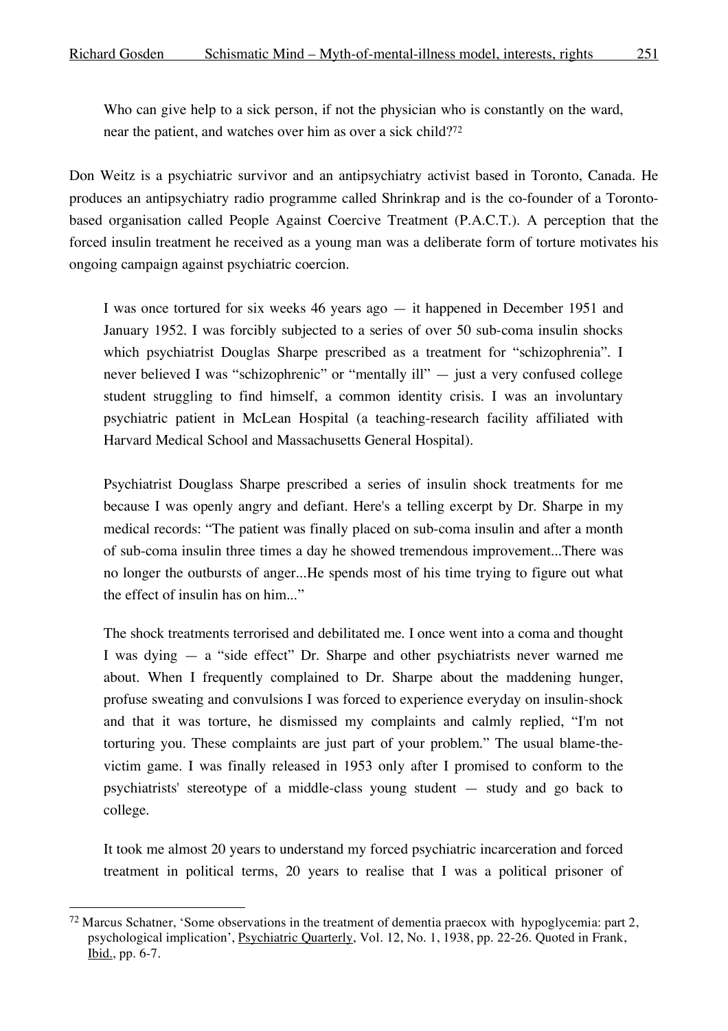> Who can give help to a sick person, if not the physician who is constantly on the ward, near the patient, and watches over him as over a sick child?[72]

Don Weitz is a psychiatric survivor and an antipsychiatry activist based in Toronto, Canada. He produces an antipsychiatry radio programme called Shrinkrap and is the co-founder of a Toronto-based organisation called People Against Coercive Treatment (P.A.C.T.). A perception that the forced insulin treatment he received as a young man was a deliberate form of torture motivates his ongoing campaign against psychiatric coercion.

> I was once tortured for six weeks 46 years ago — it happened in December 1951 and January 1952. I was forcibly subjected to a series of over 50 sub-coma insulin shocks which psychiatrist Douglas Sharpe prescribed as a treatment for "schizophrenia". I never believed I was "schizophrenic" or "mentally ill" — just a very confused college student struggling to find himself, a common identity crisis. I was an involuntary psychiatric patient in McLean Hospital (a teaching-research facility affiliated with Harvard Medical School and Massachusetts General Hospital).
>
> Psychiatrist Douglass Sharpe prescribed a series of insulin shock treatments for me because I was openly angry and defiant. Here's a telling excerpt by Dr. Sharpe in my medical records: "The patient was finally placed on sub-coma insulin and after a month of sub-coma insulin three times a day he showed tremendous improvement...There was no longer the outbursts of anger...He spends most of his time trying to figure out what the effect of insulin has on him..."
>
> The shock treatments terrorised and debilitated me. I once went into a coma and thought I was dying — a "side effect" Dr. Sharpe and other psychiatrists never warned me about. When I frequently complained to Dr. Sharpe about the maddening hunger, profuse sweating and convulsions I was forced to experience everyday on insulin-shock and that it was torture, he dismissed my complaints and calmly replied, "I'm not torturing you. These complaints are just part of your problem." The usual blame-the-victim game. I was finally released in 1953 only after I promised to conform to the psychiatrists' stereotype of a middle-class young student — study and go back to college.
>
> It took me almost 20 years to understand my forced psychiatric incarceration and forced treatment in political terms, 20 years to realise that I was a political prisoner of

[72] Marcus Schatner, 'Some observations in the treatment of dementia praecox with hypoglycemia: part 2, psychological implication', Psychiatric Quarterly, Vol. 12, No. 1, 1938, pp. 22-26. Quoted in Frank, Ibid., pp. 6-7.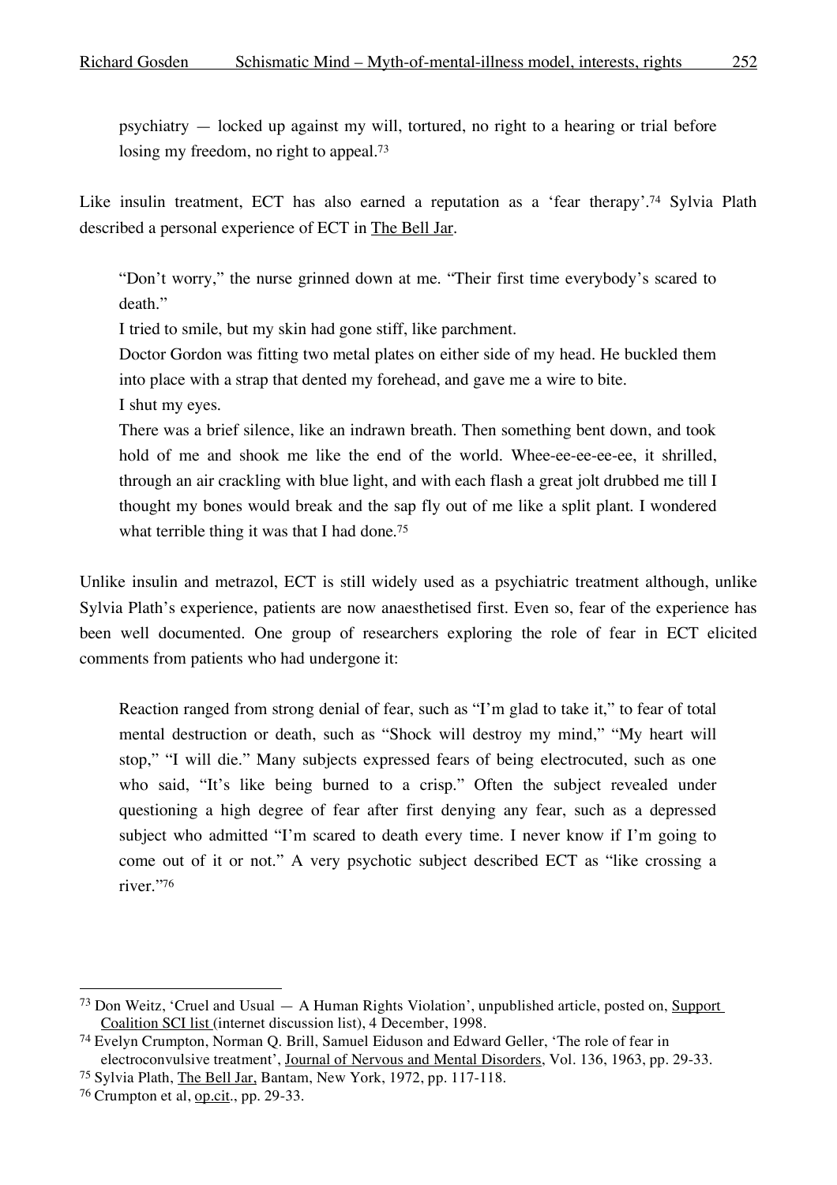psychiatry — locked up against my will, tortured, no right to a hearing or trial before losing my freedom, no right to appeal.[73]

Like insulin treatment, ECT has also earned a reputation as a 'fear therapy'.[74] Sylvia Plath described a personal experience of ECT in The Bell Jar.

> "Don't worry," the nurse grinned down at me. "Their first time everybody's scared to death."
>
> I tried to smile, but my skin had gone stiff, like parchment.
>
> Doctor Gordon was fitting two metal plates on either side of my head. He buckled them into place with a strap that dented my forehead, and gave me a wire to bite.
>
> I shut my eyes.
>
> There was a brief silence, like an indrawn breath. Then something bent down, and took hold of me and shook me like the end of the world. Whee-ee-ee-ee-ee, it shrilled, through an air crackling with blue light, and with each flash a great jolt drubbed me till I thought my bones would break and the sap fly out of me like a split plant. I wondered what terrible thing it was that I had done.[75]

Unlike insulin and metrazol, ECT is still widely used as a psychiatric treatment although, unlike Sylvia Plath's experience, patients are now anaesthetised first. Even so, fear of the experience has been well documented. One group of researchers exploring the role of fear in ECT elicited comments from patients who had undergone it:

> Reaction ranged from strong denial of fear, such as "I'm glad to take it," to fear of total mental destruction or death, such as "Shock will destroy my mind," "My heart will stop," "I will die." Many subjects expressed fears of being electrocuted, such as one who said, "It's like being burned to a crisp." Often the subject revealed under questioning a high degree of fear after first denying any fear, such as a depressed subject who admitted "I'm scared to death every time. I never know if I'm going to come out of it or not." A very psychotic subject described ECT as "like crossing a river."[76]

---

[73] Don Weitz, 'Cruel and Usual — A Human Rights Violation', unpublished article, posted on, Support Coalition SCI list (internet discussion list), 4 December, 1998.

[74] Evelyn Crumpton, Norman Q. Brill, Samuel Eiduson and Edward Geller, 'The role of fear in electroconvulsive treatment', Journal of Nervous and Mental Disorders, Vol. 136, 1963, pp. 29-33.

[75] Sylvia Plath, The Bell Jar, Bantam, New York, 1972, pp. 117-118.

[76] Crumpton et al, op.cit., pp. 29-33.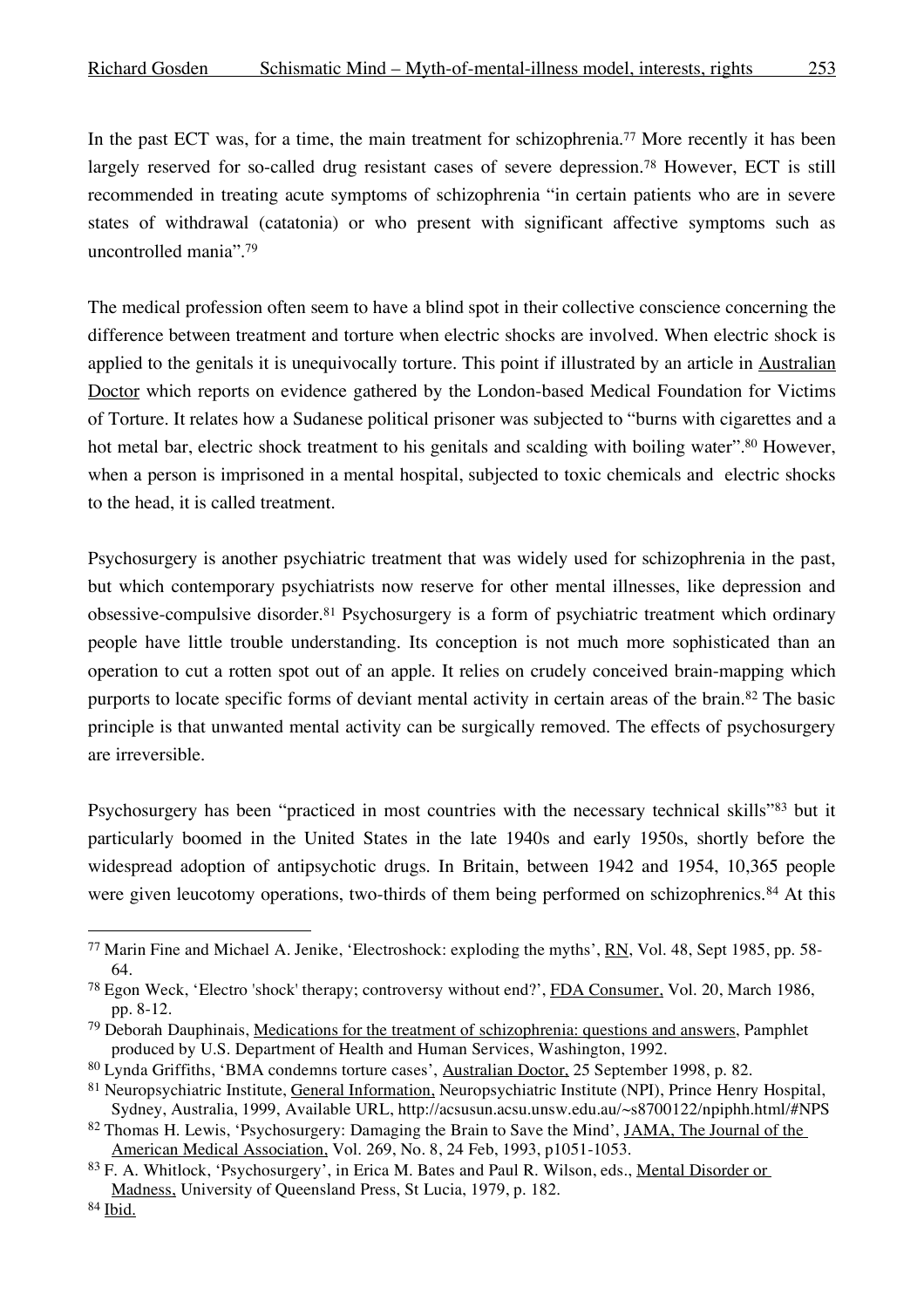In the past ECT was, for a time, the main treatment for schizophrenia.[77] More recently it has been largely reserved for so-called drug resistant cases of severe depression.[78] However, ECT is still recommended in treating acute symptoms of schizophrenia "in certain patients who are in severe states of withdrawal (catatonia) or who present with significant affective symptoms such as uncontrolled mania".[79]

The medical profession often seem to have a blind spot in their collective conscience concerning the difference between treatment and torture when electric shocks are involved. When electric shock is applied to the genitals it is unequivocally torture. This point if illustrated by an article in Australian Doctor which reports on evidence gathered by the London-based Medical Foundation for Victims of Torture. It relates how a Sudanese political prisoner was subjected to "burns with cigarettes and a hot metal bar, electric shock treatment to his genitals and scalding with boiling water".[80] However, when a person is imprisoned in a mental hospital, subjected to toxic chemicals and electric shocks to the head, it is called treatment.

Psychosurgery is another psychiatric treatment that was widely used for schizophrenia in the past, but which contemporary psychiatrists now reserve for other mental illnesses, like depression and obsessive-compulsive disorder.[81] Psychosurgery is a form of psychiatric treatment which ordinary people have little trouble understanding. Its conception is not much more sophisticated than an operation to cut a rotten spot out of an apple. It relies on crudely conceived brain-mapping which purports to locate specific forms of deviant mental activity in certain areas of the brain.[82] The basic principle is that unwanted mental activity can be surgically removed. The effects of psychosurgery are irreversible.

Psychosurgery has been "practiced in most countries with the necessary technical skills"[83] but it particularly boomed in the United States in the late 1940s and early 1950s, shortly before the widespread adoption of antipsychotic drugs. In Britain, between 1942 and 1954, 10,365 people were given leucotomy operations, two-thirds of them being performed on schizophrenics.[84] At this

---

[77] Marin Fine and Michael A. Jenike, 'Electroshock: exploding the myths', RN, Vol. 48, Sept 1985, pp. 58-64.

[78] Egon Weck, 'Electro 'shock' therapy; controversy without end?', FDA Consumer, Vol. 20, March 1986, pp. 8-12.

[79] Deborah Dauphinais, Medications for the treatment of schizophrenia: questions and answers, Pamphlet produced by U.S. Department of Health and Human Services, Washington, 1992.

[80] Lynda Griffiths, 'BMA condemns torture cases', Australian Doctor, 25 September 1998, p. 82.

[81] Neuropsychiatric Institute, General Information, Neuropsychiatric Institute (NPI), Prince Henry Hospital, Sydney, Australia, 1999, Available URL, http://acsusun.acsu.unsw.edu.au/~s8700122/npiphh.html/#NPS

[82] Thomas H. Lewis, 'Psychosurgery: Damaging the Brain to Save the Mind', JAMA, The Journal of the American Medical Association, Vol. 269, No. 8, 24 Feb, 1993, p1051-1053.

[83] F. A. Whitlock, 'Psychosurgery', in Erica M. Bates and Paul R. Wilson, eds., Mental Disorder or Madness, University of Queensland Press, St Lucia, 1979, p. 182.

[84] Ibid.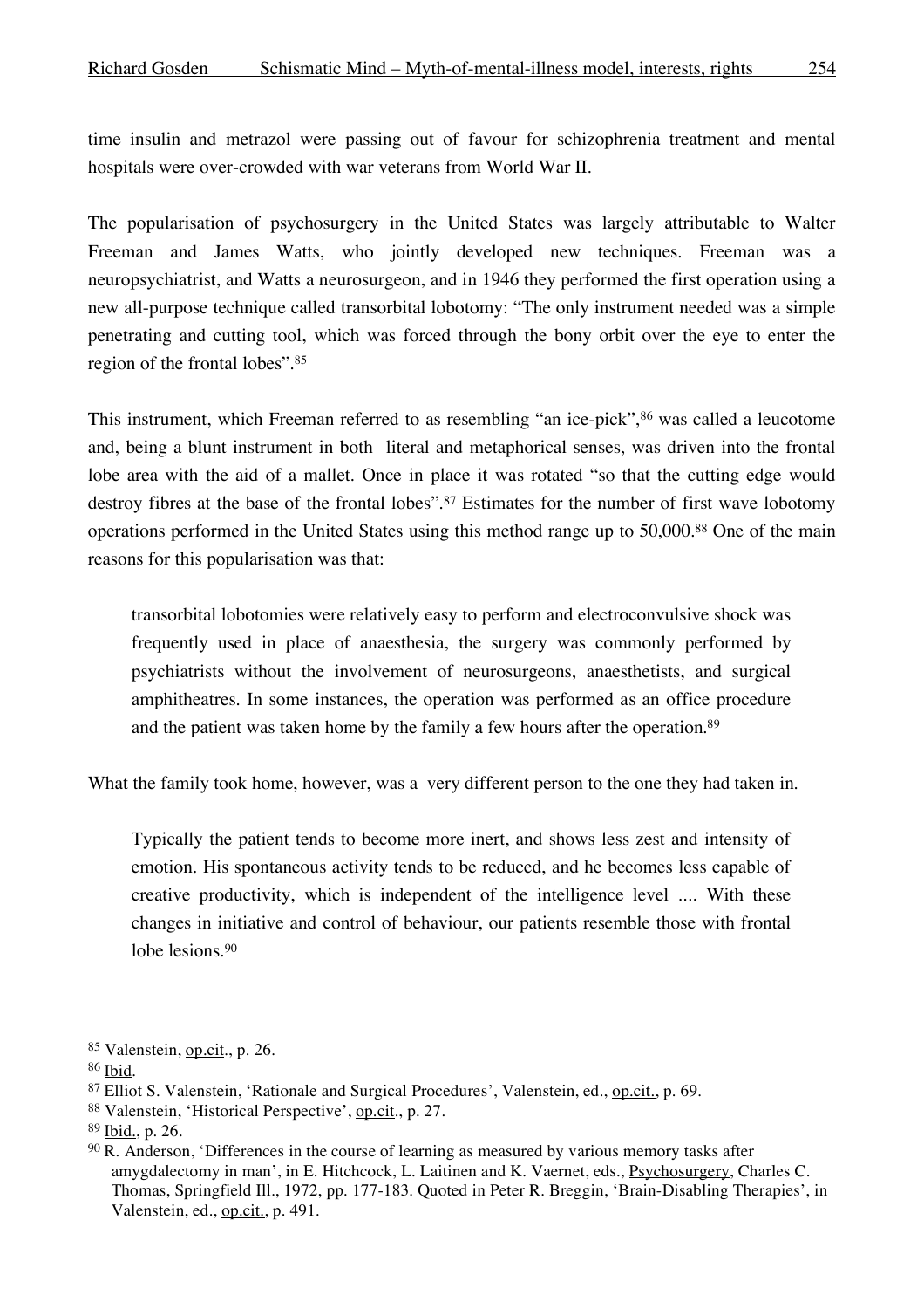time insulin and metrazol were passing out of favour for schizophrenia treatment and mental hospitals were over-crowded with war veterans from World War II.

The popularisation of psychosurgery in the United States was largely attributable to Walter Freeman and James Watts, who jointly developed new techniques. Freeman was a neuropsychiatrist, and Watts a neurosurgeon, and in 1946 they performed the first operation using a new all-purpose technique called transorbital lobotomy: "The only instrument needed was a simple penetrating and cutting tool, which was forced through the bony orbit over the eye to enter the region of the frontal lobes".[85]

This instrument, which Freeman referred to as resembling "an ice-pick",[86] was called a leucotome and, being a blunt instrument in both literal and metaphorical senses, was driven into the frontal lobe area with the aid of a mallet. Once in place it was rotated "so that the cutting edge would destroy fibres at the base of the frontal lobes".[87] Estimates for the number of first wave lobotomy operations performed in the United States using this method range up to 50,000.[88] One of the main reasons for this popularisation was that:

> transorbital lobotomies were relatively easy to perform and electroconvulsive shock was frequently used in place of anaesthesia, the surgery was commonly performed by psychiatrists without the involvement of neurosurgeons, anaesthetists, and surgical amphitheatres. In some instances, the operation was performed as an office procedure and the patient was taken home by the family a few hours after the operation.[89]

What the family took home, however, was a very different person to the one they had taken in.

> Typically the patient tends to become more inert, and shows less zest and intensity of emotion. His spontaneous activity tends to be reduced, and he becomes less capable of creative productivity, which is independent of the intelligence level .... With these changes in initiative and control of behaviour, our patients resemble those with frontal lobe lesions.[90]

---

[85] Valenstein, op.cit., p. 26.

[86] Ibid.

[87] Elliot S. Valenstein, 'Rationale and Surgical Procedures', Valenstein, ed., op.cit., p. 69.

[88] Valenstein, 'Historical Perspective', op.cit., p. 27.

[89] Ibid., p. 26.

[90] R. Anderson, 'Differences in the course of learning as measured by various memory tasks after amygdalectomy in man', in E. Hitchcock, L. Laitinen and K. Vaernet, eds., Psychosurgery, Charles C. Thomas, Springfield Ill., 1972, pp. 177-183. Quoted in Peter R. Breggin, 'Brain-Disabling Therapies', in Valenstein, ed., op.cit., p. 491.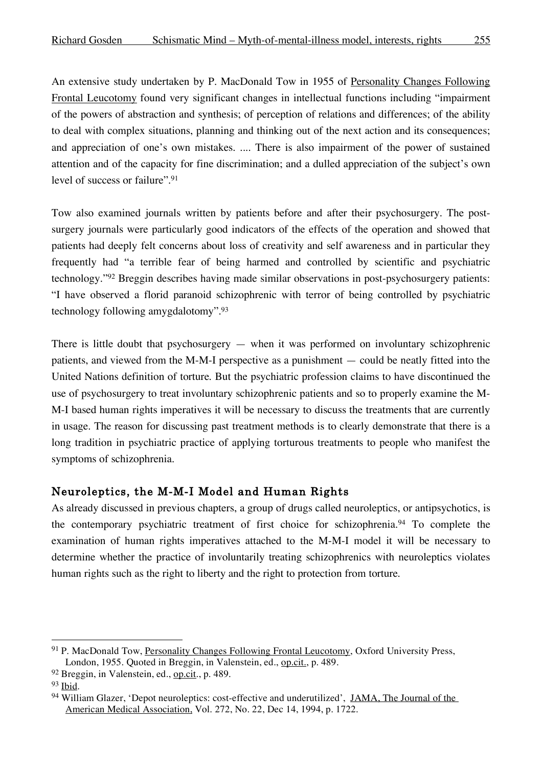An extensive study undertaken by P. MacDonald Tow in 1955 of Personality Changes Following Frontal Leucotomy found very significant changes in intellectual functions including "impairment of the powers of abstraction and synthesis; of perception of relations and differences; of the ability to deal with complex situations, planning and thinking out of the next action and its consequences; and appreciation of one's own mistakes. .... There is also impairment of the power of sustained attention and of the capacity for fine discrimination; and a dulled appreciation of the subject's own level of success or failure".[91]

Tow also examined journals written by patients before and after their psychosurgery. The post-surgery journals were particularly good indicators of the effects of the operation and showed that patients had deeply felt concerns about loss of creativity and self awareness and in particular they frequently had "a terrible fear of being harmed and controlled by scientific and psychiatric technology."[92] Breggin describes having made similar observations in post-psychosurgery patients: "I have observed a florid paranoid schizophrenic with terror of being controlled by psychiatric technology following amygdalotomy".[93]

There is little doubt that psychosurgery — when it was performed on involuntary schizophrenic patients, and viewed from the M-M-I perspective as a punishment — could be neatly fitted into the United Nations definition of torture. But the psychiatric profession claims to have discontinued the use of psychosurgery to treat involuntary schizophrenic patients and so to properly examine the M-M-I based human rights imperatives it will be necessary to discuss the treatments that are currently in usage. The reason for discussing past treatment methods is to clearly demonstrate that there is a long tradition in psychiatric practice of applying torturous treatments to people who manifest the symptoms of schizophrenia.

## Neuroleptics, the M-M-I Model and Human Rights

As already discussed in previous chapters, a group of drugs called neuroleptics, or antipsychotics, is the contemporary psychiatric treatment of first choice for schizophrenia.[94] To complete the examination of human rights imperatives attached to the M-M-I model it will be necessary to determine whether the practice of involuntarily treating schizophrenics with neuroleptics violates human rights such as the right to liberty and the right to protection from torture.

---

[91] P. MacDonald Tow, Personality Changes Following Frontal Leucotomy, Oxford University Press, London, 1955. Quoted in Breggin, in Valenstein, ed., op.cit., p. 489.

[92] Breggin, in Valenstein, ed., op.cit., p. 489.

[93] Ibid.

[94] William Glazer, 'Depot neuroleptics: cost-effective and underutilized', JAMA, The Journal of the American Medical Association, Vol. 272, No. 22, Dec 14, 1994, p. 1722.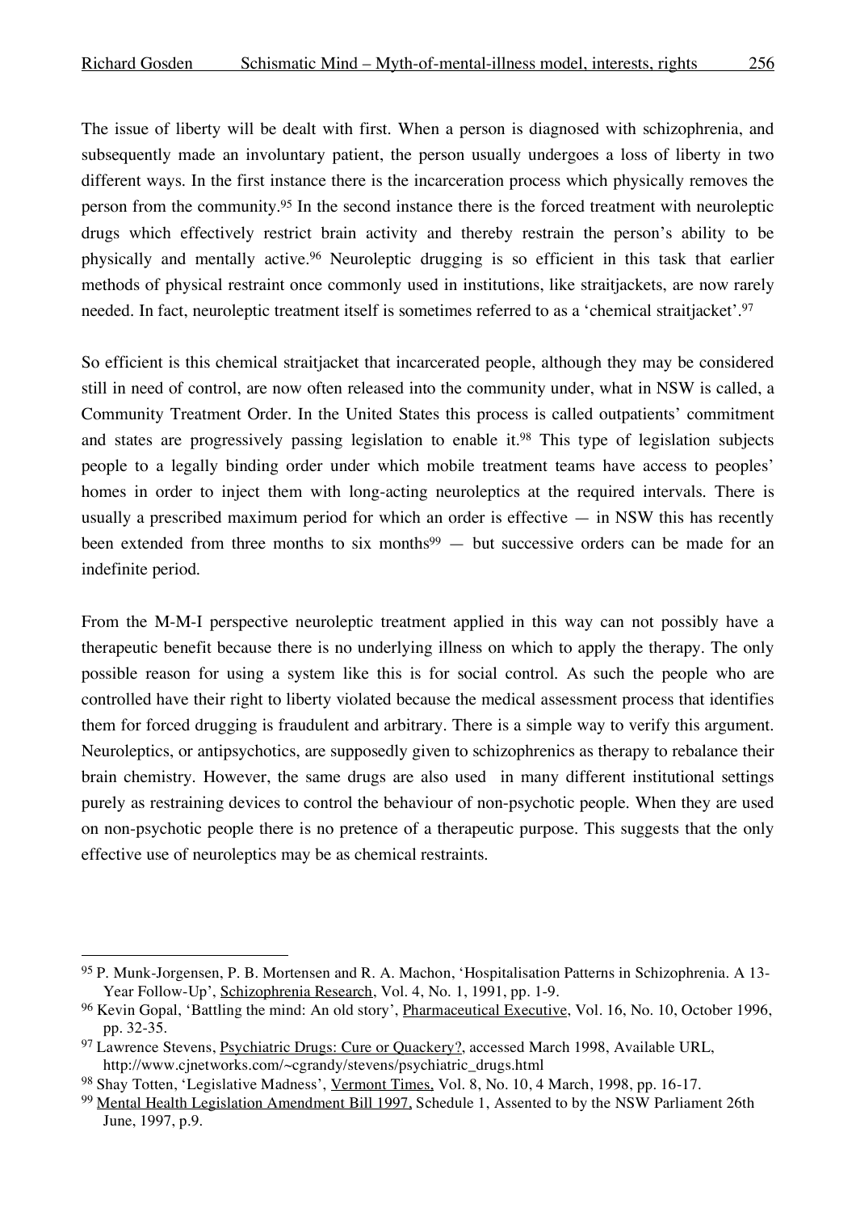The issue of liberty will be dealt with first. When a person is diagnosed with schizophrenia, and subsequently made an involuntary patient, the person usually undergoes a loss of liberty in two different ways. In the first instance there is the incarceration process which physically removes the person from the community.[95] In the second instance there is the forced treatment with neuroleptic drugs which effectively restrict brain activity and thereby restrain the person's ability to be physically and mentally active.[96] Neuroleptic drugging is so efficient in this task that earlier methods of physical restraint once commonly used in institutions, like straitjackets, are now rarely needed. In fact, neuroleptic treatment itself is sometimes referred to as a 'chemical straitjacket'.[97]

So efficient is this chemical straitjacket that incarcerated people, although they may be considered still in need of control, are now often released into the community under, what in NSW is called, a Community Treatment Order. In the United States this process is called outpatients' commitment and states are progressively passing legislation to enable it.[98] This type of legislation subjects people to a legally binding order under which mobile treatment teams have access to peoples' homes in order to inject them with long-acting neuroleptics at the required intervals. There is usually a prescribed maximum period for which an order is effective — in NSW this has recently been extended from three months to six months[99] — but successive orders can be made for an indefinite period.

From the M-M-I perspective neuroleptic treatment applied in this way can not possibly have a therapeutic benefit because there is no underlying illness on which to apply the therapy. The only possible reason for using a system like this is for social control. As such the people who are controlled have their right to liberty violated because the medical assessment process that identifies them for forced drugging is fraudulent and arbitrary. There is a simple way to verify this argument. Neuroleptics, or antipsychotics, are supposedly given to schizophrenics as therapy to rebalance their brain chemistry. However, the same drugs are also used in many different institutional settings purely as restraining devices to control the behaviour of non-psychotic people. When they are used on non-psychotic people there is no pretence of a therapeutic purpose. This suggests that the only effective use of neuroleptics may be as chemical restraints.

---

[95] P. Munk-Jorgensen, P. B. Mortensen and R. A. Machon, 'Hospitalisation Patterns in Schizophrenia. A 13-Year Follow-Up', Schizophrenia Research, Vol. 4, No. 1, 1991, pp. 1-9.

[96] Kevin Gopal, 'Battling the mind: An old story', Pharmaceutical Executive, Vol. 16, No. 10, October 1996, pp. 32-35.

[97] Lawrence Stevens, Psychiatric Drugs: Cure or Quackery?, accessed March 1998, Available URL, http://www.cjnetworks.com/~cgrandy/stevens/psychiatric_drugs.html

[98] Shay Totten, 'Legislative Madness', Vermont Times, Vol. 8, No. 10, 4 March, 1998, pp. 16-17.

[99] Mental Health Legislation Amendment Bill 1997, Schedule 1, Assented to by the NSW Parliament 26th June, 1997, p.9.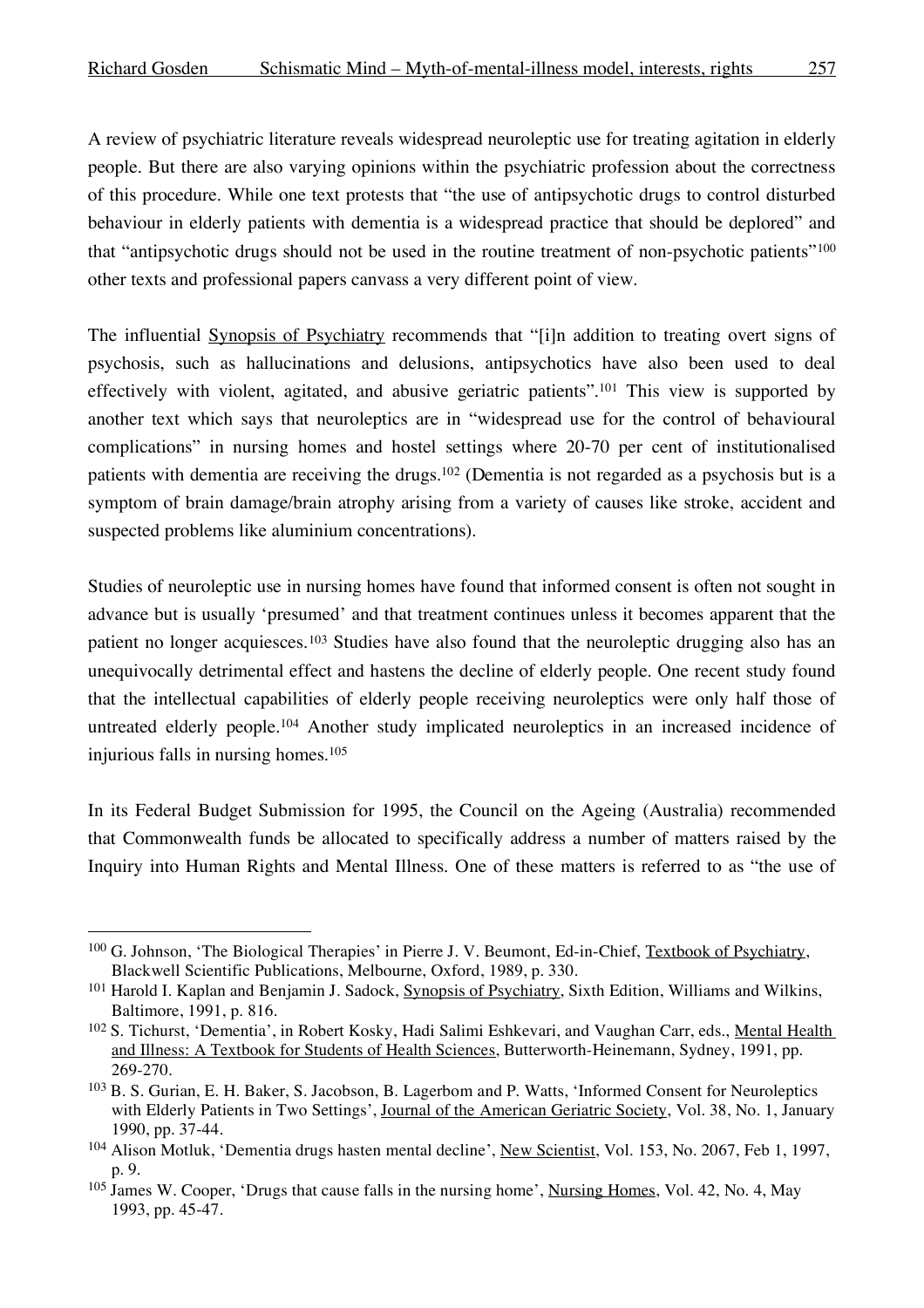A review of psychiatric literature reveals widespread neuroleptic use for treating agitation in elderly people. But there are also varying opinions within the psychiatric profession about the correctness of this procedure. While one text protests that "the use of antipsychotic drugs to control disturbed behaviour in elderly patients with dementia is a widespread practice that should be deplored" and that "antipsychotic drugs should not be used in the routine treatment of non-psychotic patients"[100] other texts and professional papers canvass a very different point of view.

The influential Synopsis of Psychiatry recommends that "[i]n addition to treating overt signs of psychosis, such as hallucinations and delusions, antipsychotics have also been used to deal effectively with violent, agitated, and abusive geriatric patients".[101] This view is supported by another text which says that neuroleptics are in "widespread use for the control of behavioural complications" in nursing homes and hostel settings where 20-70 per cent of institutionalised patients with dementia are receiving the drugs.[102] (Dementia is not regarded as a psychosis but is a symptom of brain damage/brain atrophy arising from a variety of causes like stroke, accident and suspected problems like aluminium concentrations).

Studies of neuroleptic use in nursing homes have found that informed consent is often not sought in advance but is usually 'presumed' and that treatment continues unless it becomes apparent that the patient no longer acquiesces.[103] Studies have also found that the neuroleptic drugging also has an unequivocally detrimental effect and hastens the decline of elderly people. One recent study found that the intellectual capabilities of elderly people receiving neuroleptics were only half those of untreated elderly people.[104] Another study implicated neuroleptics in an increased incidence of injurious falls in nursing homes.[105]

In its Federal Budget Submission for 1995, the Council on the Ageing (Australia) recommended that Commonwealth funds be allocated to specifically address a number of matters raised by the Inquiry into Human Rights and Mental Illness. One of these matters is referred to as "the use of

---

[100] G. Johnson, 'The Biological Therapies' in Pierre J. V. Beumont, Ed-in-Chief, Textbook of Psychiatry, Blackwell Scientific Publications, Melbourne, Oxford, 1989, p. 330.

[101] Harold I. Kaplan and Benjamin J. Sadock, Synopsis of Psychiatry, Sixth Edition, Williams and Wilkins, Baltimore, 1991, p. 816.

[102] S. Tichurst, 'Dementia', in Robert Kosky, Hadi Salimi Eshkevari, and Vaughan Carr, eds., Mental Health and Illness: A Textbook for Students of Health Sciences, Butterworth-Heinemann, Sydney, 1991, pp. 269-270.

[103] B. S. Gurian, E. H. Baker, S. Jacobson, B. Lagerbom and P. Watts, 'Informed Consent for Neuroleptics with Elderly Patients in Two Settings', Journal of the American Geriatric Society, Vol. 38, No. 1, January 1990, pp. 37-44.

[104] Alison Motluk, 'Dementia drugs hasten mental decline', New Scientist, Vol. 153, No. 2067, Feb 1, 1997, p. 9.

[105] James W. Cooper, 'Drugs that cause falls in the nursing home', Nursing Homes, Vol. 42, No. 4, May 1993, pp. 45-47.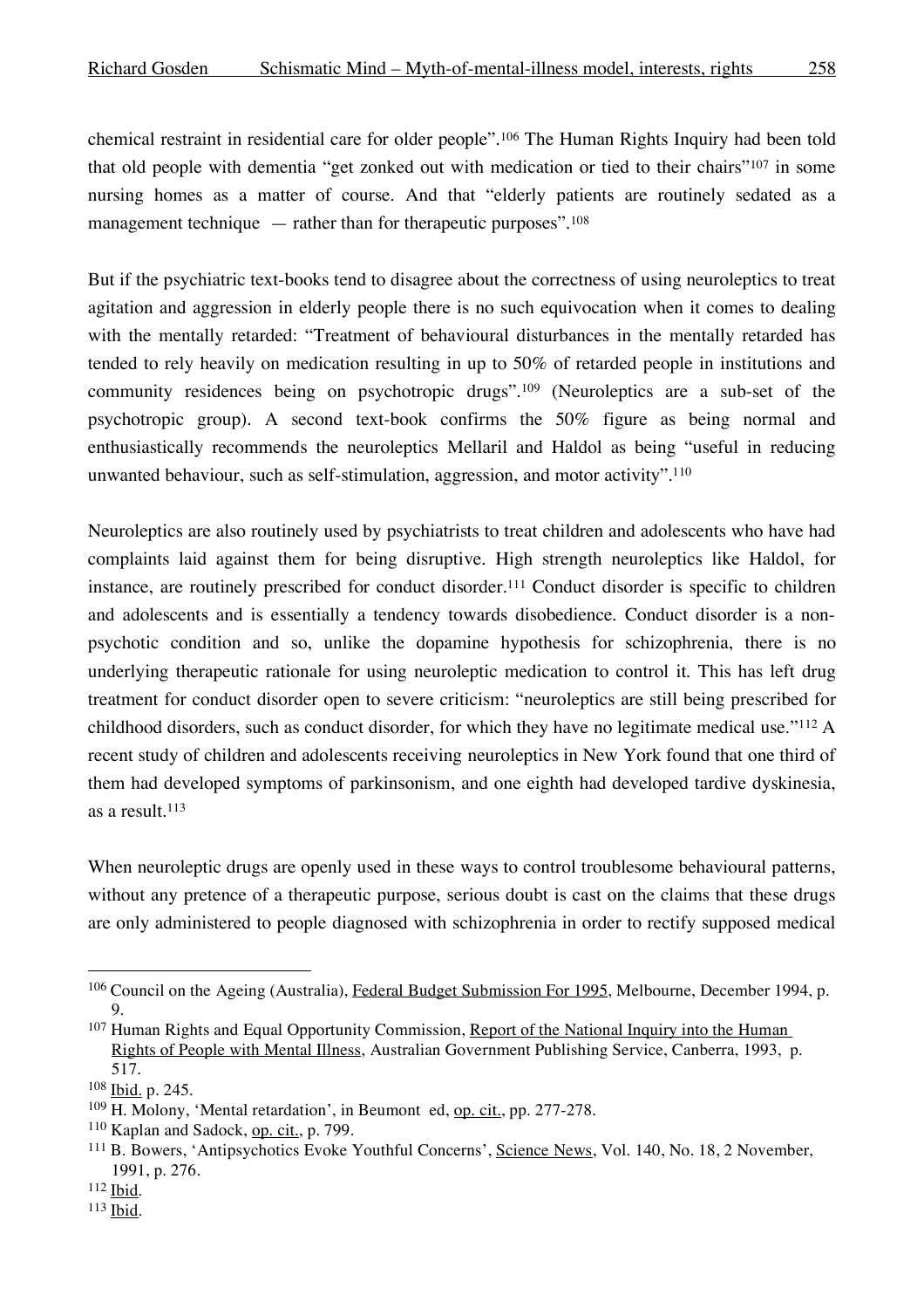chemical restraint in residential care for older people".[106] The Human Rights Inquiry had been told that old people with dementia "get zonked out with medication or tied to their chairs"[107] in some nursing homes as a matter of course. And that "elderly patients are routinely sedated as a management technique — rather than for therapeutic purposes".[108]

But if the psychiatric text-books tend to disagree about the correctness of using neuroleptics to treat agitation and aggression in elderly people there is no such equivocation when it comes to dealing with the mentally retarded: "Treatment of behavioural disturbances in the mentally retarded has tended to rely heavily on medication resulting in up to 50% of retarded people in institutions and community residences being on psychotropic drugs".[109] (Neuroleptics are a sub-set of the psychotropic group). A second text-book confirms the 50% figure as being normal and enthusiastically recommends the neuroleptics Mellaril and Haldol as being "useful in reducing unwanted behaviour, such as self-stimulation, aggression, and motor activity".[110]

Neuroleptics are also routinely used by psychiatrists to treat children and adolescents who have had complaints laid against them for being disruptive. High strength neuroleptics like Haldol, for instance, are routinely prescribed for conduct disorder.[111] Conduct disorder is specific to children and adolescents and is essentially a tendency towards disobedience. Conduct disorder is a non-psychotic condition and so, unlike the dopamine hypothesis for schizophrenia, there is no underlying therapeutic rationale for using neuroleptic medication to control it. This has left drug treatment for conduct disorder open to severe criticism: "neuroleptics are still being prescribed for childhood disorders, such as conduct disorder, for which they have no legitimate medical use."[112] A recent study of children and adolescents receiving neuroleptics in New York found that one third of them had developed symptoms of parkinsonism, and one eighth had developed tardive dyskinesia, as a result.[113]

When neuroleptic drugs are openly used in these ways to control troublesome behavioural patterns, without any pretence of a therapeutic purpose, serious doubt is cast on the claims that these drugs are only administered to people diagnosed with schizophrenia in order to rectify supposed medical

---

[106] Council on the Ageing (Australia), Federal Budget Submission For 1995, Melbourne, December 1994, p. 9.

[107] Human Rights and Equal Opportunity Commission, Report of the National Inquiry into the Human Rights of People with Mental Illness, Australian Government Publishing Service, Canberra, 1993, p. 517.

[108] Ibid. p. 245.

[109] H. Molony, 'Mental retardation', in Beumont ed, op. cit., pp. 277-278.

[110] Kaplan and Sadock, op. cit., p. 799.

[111] B. Bowers, 'Antipsychotics Evoke Youthful Concerns', Science News, Vol. 140, No. 18, 2 November, 1991, p. 276.

[112] Ibid.

[113] Ibid.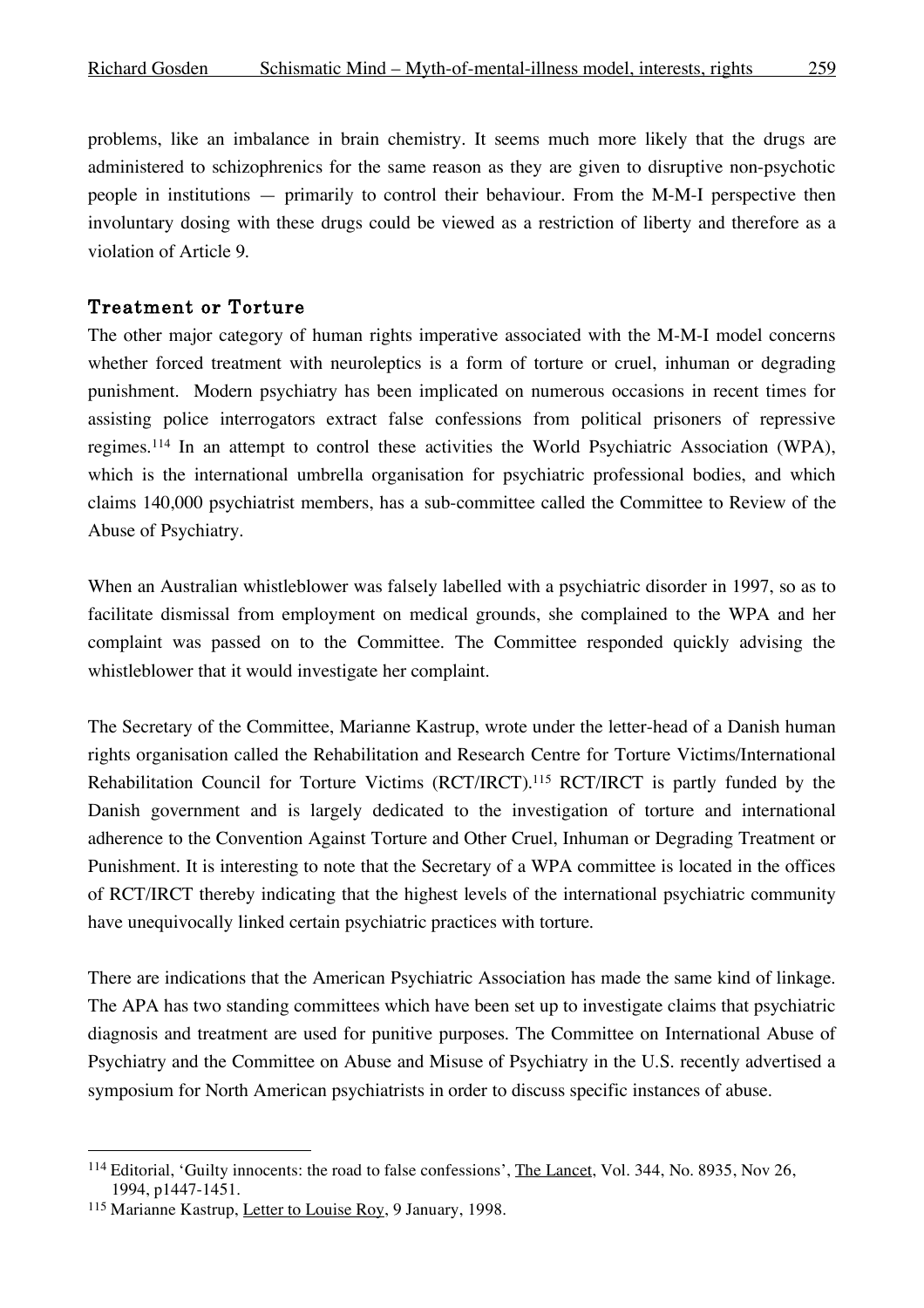problems, like an imbalance in brain chemistry. It seems much more likely that the drugs are administered to schizophrenics for the same reason as they are given to disruptive non-psychotic people in institutions — primarily to control their behaviour. From the M-M-I perspective then involuntary dosing with these drugs could be viewed as a restriction of liberty and therefore as a violation of Article 9.

## Treatment or Torture

The other major category of human rights imperative associated with the M-M-I model concerns whether forced treatment with neuroleptics is a form of torture or cruel, inhuman or degrading punishment. Modern psychiatry has been implicated on numerous occasions in recent times for assisting police interrogators extract false confessions from political prisoners of repressive regimes.[114] In an attempt to control these activities the World Psychiatric Association (WPA), which is the international umbrella organisation for psychiatric professional bodies, and which claims 140,000 psychiatrist members, has a sub-committee called the Committee to Review of the Abuse of Psychiatry.

When an Australian whistleblower was falsely labelled with a psychiatric disorder in 1997, so as to facilitate dismissal from employment on medical grounds, she complained to the WPA and her complaint was passed on to the Committee. The Committee responded quickly advising the whistleblower that it would investigate her complaint.

The Secretary of the Committee, Marianne Kastrup, wrote under the letter-head of a Danish human rights organisation called the Rehabilitation and Research Centre for Torture Victims/International Rehabilitation Council for Torture Victims (RCT/IRCT).[115] RCT/IRCT is partly funded by the Danish government and is largely dedicated to the investigation of torture and international adherence to the Convention Against Torture and Other Cruel, Inhuman or Degrading Treatment or Punishment. It is interesting to note that the Secretary of a WPA committee is located in the offices of RCT/IRCT thereby indicating that the highest levels of the international psychiatric community have unequivocally linked certain psychiatric practices with torture.

There are indications that the American Psychiatric Association has made the same kind of linkage. The APA has two standing committees which have been set up to investigate claims that psychiatric diagnosis and treatment are used for punitive purposes. The Committee on International Abuse of Psychiatry and the Committee on Abuse and Misuse of Psychiatry in the U.S. recently advertised a symposium for North American psychiatrists in order to discuss specific instances of abuse.

---

[114] Editorial, 'Guilty innocents: the road to false confessions', The Lancet, Vol. 344, No. 8935, Nov 26, 1994, p1447-1451.

[115] Marianne Kastrup, Letter to Louise Roy, 9 January, 1998.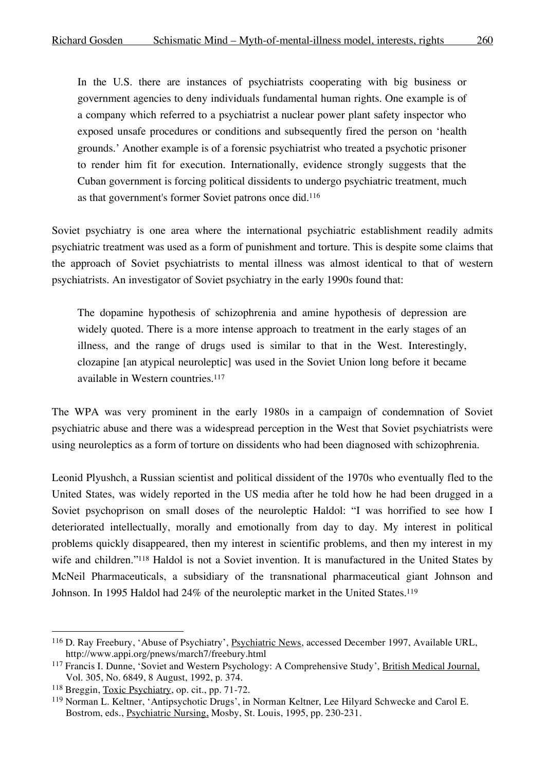> In the U.S. there are instances of psychiatrists cooperating with big business or government agencies to deny individuals fundamental human rights. One example is of a company which referred to a psychiatrist a nuclear power plant safety inspector who exposed unsafe procedures or conditions and subsequently fired the person on 'health grounds.' Another example is of a forensic psychiatrist who treated a psychotic prisoner to render him fit for execution. Internationally, evidence strongly suggests that the Cuban government is forcing political dissidents to undergo psychiatric treatment, much as that government's former Soviet patrons once did.[116]

Soviet psychiatry is one area where the international psychiatric establishment readily admits psychiatric treatment was used as a form of punishment and torture. This is despite some claims that the approach of Soviet psychiatrists to mental illness was almost identical to that of western psychiatrists. An investigator of Soviet psychiatry in the early 1990s found that:

> The dopamine hypothesis of schizophrenia and amine hypothesis of depression are widely quoted. There is a more intense approach to treatment in the early stages of an illness, and the range of drugs used is similar to that in the West. Interestingly, clozapine [an atypical neuroleptic] was used in the Soviet Union long before it became available in Western countries.[117]

The WPA was very prominent in the early 1980s in a campaign of condemnation of Soviet psychiatric abuse and there was a widespread perception in the West that Soviet psychiatrists were using neuroleptics as a form of torture on dissidents who had been diagnosed with schizophrenia.

Leonid Plyushch, a Russian scientist and political dissident of the 1970s who eventually fled to the United States, was widely reported in the US media after he told how he had been drugged in a Soviet psychoprison on small doses of the neuroleptic Haldol: "I was horrified to see how I deteriorated intellectually, morally and emotionally from day to day. My interest in political problems quickly disappeared, then my interest in scientific problems, and then my interest in my wife and children."[118] Haldol is not a Soviet invention. It is manufactured in the United States by McNeil Pharmaceuticals, a subsidiary of the transnational pharmaceutical giant Johnson and Johnson. In 1995 Haldol had 24% of the neuroleptic market in the United States.[119]

---

[116] D. Ray Freebury, 'Abuse of Psychiatry', Psychiatric News, accessed December 1997, Available URL, http://www.appi.org/pnews/march7/freebury.html

[117] Francis I. Dunne, 'Soviet and Western Psychology: A Comprehensive Study', British Medical Journal, Vol. 305, No. 6849, 8 August, 1992, p. 374.

[118] Breggin, Toxic Psychiatry, op. cit., pp. 71-72.

[119] Norman L. Keltner, 'Antipsychotic Drugs', in Norman Keltner, Lee Hilyard Schwecke and Carol E. Bostrom, eds., Psychiatric Nursing, Mosby, St. Louis, 1995, pp. 230-231.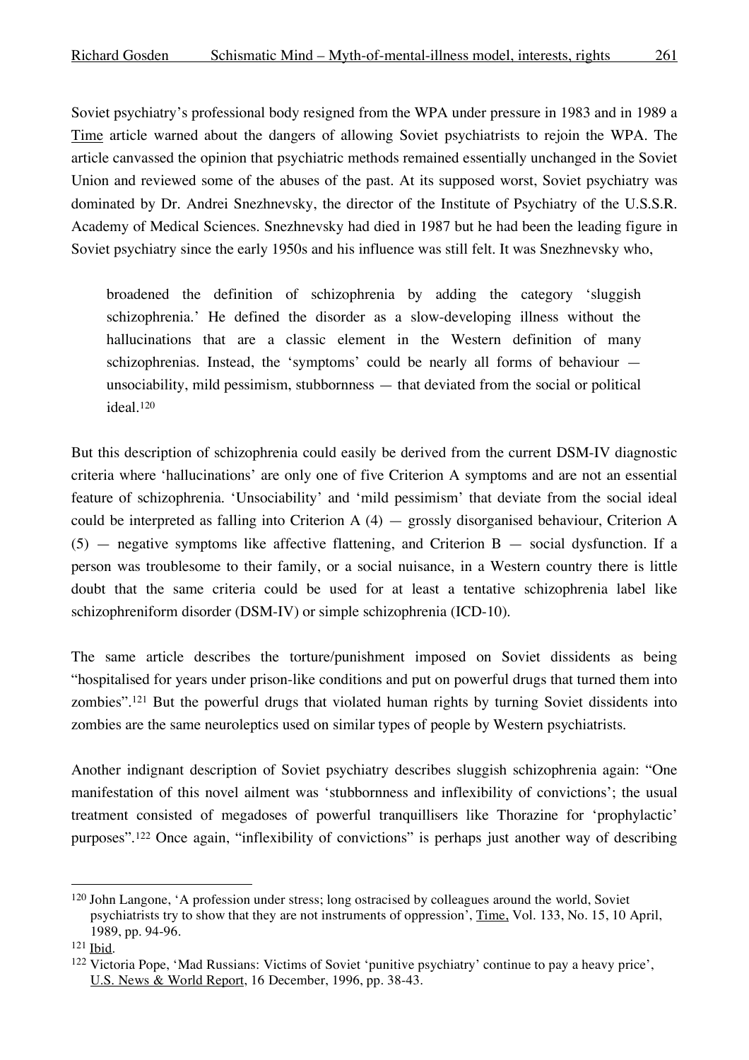Soviet psychiatry's professional body resigned from the WPA under pressure in 1983 and in 1989 a Time article warned about the dangers of allowing Soviet psychiatrists to rejoin the WPA. The article canvassed the opinion that psychiatric methods remained essentially unchanged in the Soviet Union and reviewed some of the abuses of the past. At its supposed worst, Soviet psychiatry was dominated by Dr. Andrei Snezhnevsky, the director of the Institute of Psychiatry of the U.S.S.R. Academy of Medical Sciences. Snezhnevsky had died in 1987 but he had been the leading figure in Soviet psychiatry since the early 1950s and his influence was still felt. It was Snezhnevsky who,

> broadened the definition of schizophrenia by adding the category 'sluggish schizophrenia.' He defined the disorder as a slow-developing illness without the hallucinations that are a classic element in the Western definition of many schizophrenias. Instead, the 'symptoms' could be nearly all forms of behaviour — unsociability, mild pessimism, stubbornness — that deviated from the social or political ideal.[120]

But this description of schizophrenia could easily be derived from the current DSM-IV diagnostic criteria where 'hallucinations' are only one of five Criterion A symptoms and are not an essential feature of schizophrenia. 'Unsociability' and 'mild pessimism' that deviate from the social ideal could be interpreted as falling into Criterion A (4) — grossly disorganised behaviour, Criterion A (5) — negative symptoms like affective flattening, and Criterion B — social dysfunction. If a person was troublesome to their family, or a social nuisance, in a Western country there is little doubt that the same criteria could be used for at least a tentative schizophrenia label like schizophreniform disorder (DSM-IV) or simple schizophrenia (ICD-10).

The same article describes the torture/punishment imposed on Soviet dissidents as being "hospitalised for years under prison-like conditions and put on powerful drugs that turned them into zombies".[121] But the powerful drugs that violated human rights by turning Soviet dissidents into zombies are the same neuroleptics used on similar types of people by Western psychiatrists.

Another indignant description of Soviet psychiatry describes sluggish schizophrenia again: "One manifestation of this novel ailment was 'stubbornness and inflexibility of convictions'; the usual treatment consisted of megadoses of powerful tranquillisers like Thorazine for 'prophylactic' purposes".[122] Once again, "inflexibility of convictions" is perhaps just another way of describing

---

[120] John Langone, 'A profession under stress; long ostracised by colleagues around the world, Soviet psychiatrists try to show that they are not instruments of oppression', Time, Vol. 133, No. 15, 10 April, 1989, pp. 94-96.

[121] Ibid.

[122] Victoria Pope, 'Mad Russians: Victims of Soviet 'punitive psychiatry' continue to pay a heavy price', U.S. News & World Report, 16 December, 1996, pp. 38-43.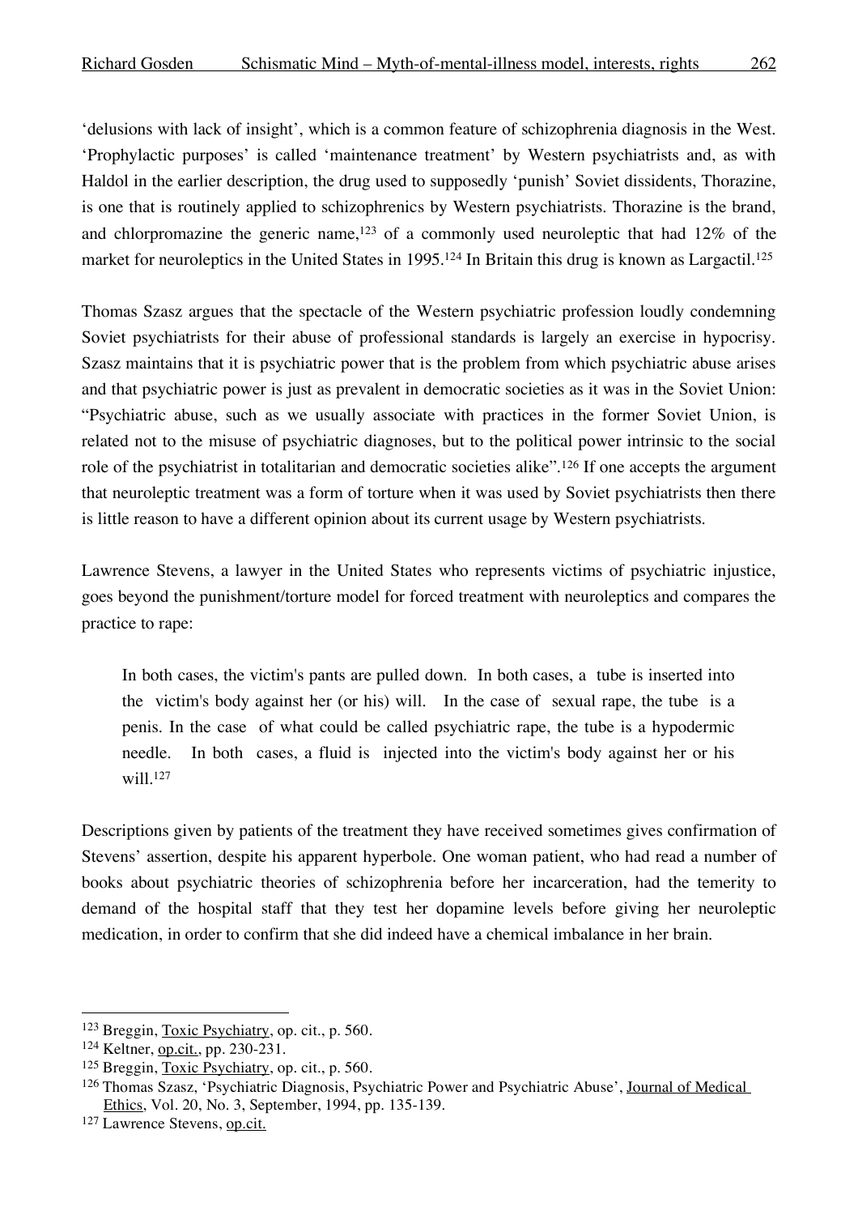'delusions with lack of insight', which is a common feature of schizophrenia diagnosis in the West. 'Prophylactic purposes' is called 'maintenance treatment' by Western psychiatrists and, as with Haldol in the earlier description, the drug used to supposedly 'punish' Soviet dissidents, Thorazine, is one that is routinely applied to schizophrenics by Western psychiatrists. Thorazine is the brand, and chlorpromazine the generic name,[123] of a commonly used neuroleptic that had 12% of the market for neuroleptics in the United States in 1995.[124] In Britain this drug is known as Largactil.[125]

Thomas Szasz argues that the spectacle of the Western psychiatric profession loudly condemning Soviet psychiatrists for their abuse of professional standards is largely an exercise in hypocrisy. Szasz maintains that it is psychiatric power that is the problem from which psychiatric abuse arises and that psychiatric power is just as prevalent in democratic societies as it was in the Soviet Union: "Psychiatric abuse, such as we usually associate with practices in the former Soviet Union, is related not to the misuse of psychiatric diagnoses, but to the political power intrinsic to the social role of the psychiatrist in totalitarian and democratic societies alike".[126] If one accepts the argument that neuroleptic treatment was a form of torture when it was used by Soviet psychiatrists then there is little reason to have a different opinion about its current usage by Western psychiatrists.

Lawrence Stevens, a lawyer in the United States who represents victims of psychiatric injustice, goes beyond the punishment/torture model for forced treatment with neuroleptics and compares the practice to rape:

> In both cases, the victim's pants are pulled down. In both cases, a tube is inserted into the victim's body against her (or his) will. In the case of sexual rape, the tube is a penis. In the case of what could be called psychiatric rape, the tube is a hypodermic needle. In both cases, a fluid is injected into the victim's body against her or his will.[127]

Descriptions given by patients of the treatment they have received sometimes gives confirmation of Stevens' assertion, despite his apparent hyperbole. One woman patient, who had read a number of books about psychiatric theories of schizophrenia before her incarceration, had the temerity to demand of the hospital staff that they test her dopamine levels before giving her neuroleptic medication, in order to confirm that she did indeed have a chemical imbalance in her brain.

---

[123] Breggin, Toxic Psychiatry, op. cit., p. 560.

[124] Keltner, op.cit., pp. 230-231.

[125] Breggin, Toxic Psychiatry, op. cit., p. 560.

[126] Thomas Szasz, 'Psychiatric Diagnosis, Psychiatric Power and Psychiatric Abuse', Journal of Medical Ethics, Vol. 20, No. 3, September, 1994, pp. 135-139.

[127] Lawrence Stevens, op.cit.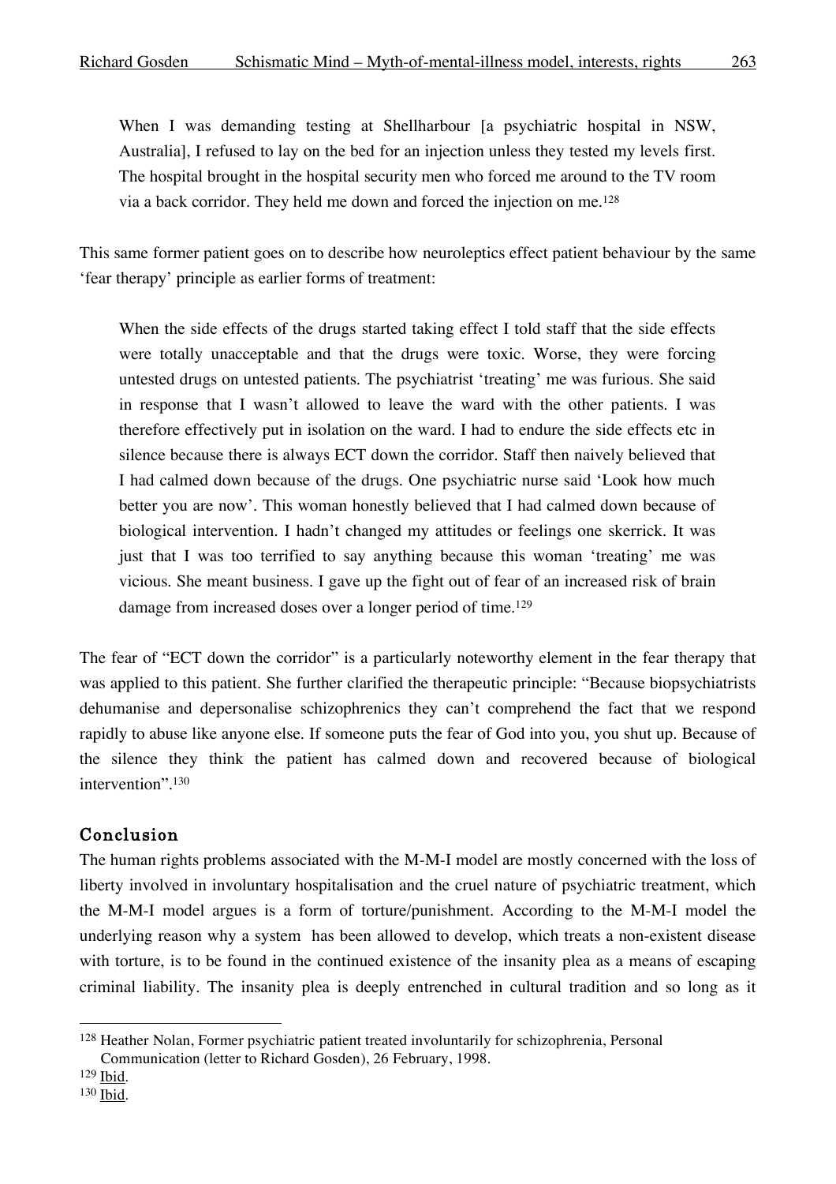> When I was demanding testing at Shellharbour [a psychiatric hospital in NSW, Australia], I refused to lay on the bed for an injection unless they tested my levels first. The hospital brought in the hospital security men who forced me around to the TV room via a back corridor. They held me down and forced the injection on me.[128]

This same former patient goes on to describe how neuroleptics effect patient behaviour by the same 'fear therapy' principle as earlier forms of treatment:

> When the side effects of the drugs started taking effect I told staff that the side effects were totally unacceptable and that the drugs were toxic. Worse, they were forcing untested drugs on untested patients. The psychiatrist 'treating' me was furious. She said in response that I wasn't allowed to leave the ward with the other patients. I was therefore effectively put in isolation on the ward. I had to endure the side effects etc in silence because there is always ECT down the corridor. Staff then naively believed that I had calmed down because of the drugs. One psychiatric nurse said 'Look how much better you are now'. This woman honestly believed that I had calmed down because of biological intervention. I hadn't changed my attitudes or feelings one skerrick. It was just that I was too terrified to say anything because this woman 'treating' me was vicious. She meant business. I gave up the fight out of fear of an increased risk of brain damage from increased doses over a longer period of time.[129]

The fear of "ECT down the corridor" is a particularly noteworthy element in the fear therapy that was applied to this patient. She further clarified the therapeutic principle: "Because biopsychiatrists dehumanise and depersonalise schizophrenics they can't comprehend the fact that we respond rapidly to abuse like anyone else. If someone puts the fear of God into you, you shut up. Because of the silence they think the patient has calmed down and recovered because of biological intervention".[130]

## Conclusion

The human rights problems associated with the M-M-I model are mostly concerned with the loss of liberty involved in involuntary hospitalisation and the cruel nature of psychiatric treatment, which the M-M-I model argues is a form of torture/punishment. According to the M-M-I model the underlying reason why a system has been allowed to develop, which treats a non-existent disease with torture, is to be found in the continued existence of the insanity plea as a means of escaping criminal liability. The insanity plea is deeply entrenched in cultural tradition and so long as it

---

[128] Heather Nolan, Former psychiatric patient treated involuntarily for schizophrenia, Personal Communication (letter to Richard Gosden), 26 February, 1998.

[129] Ibid.

[130] Ibid.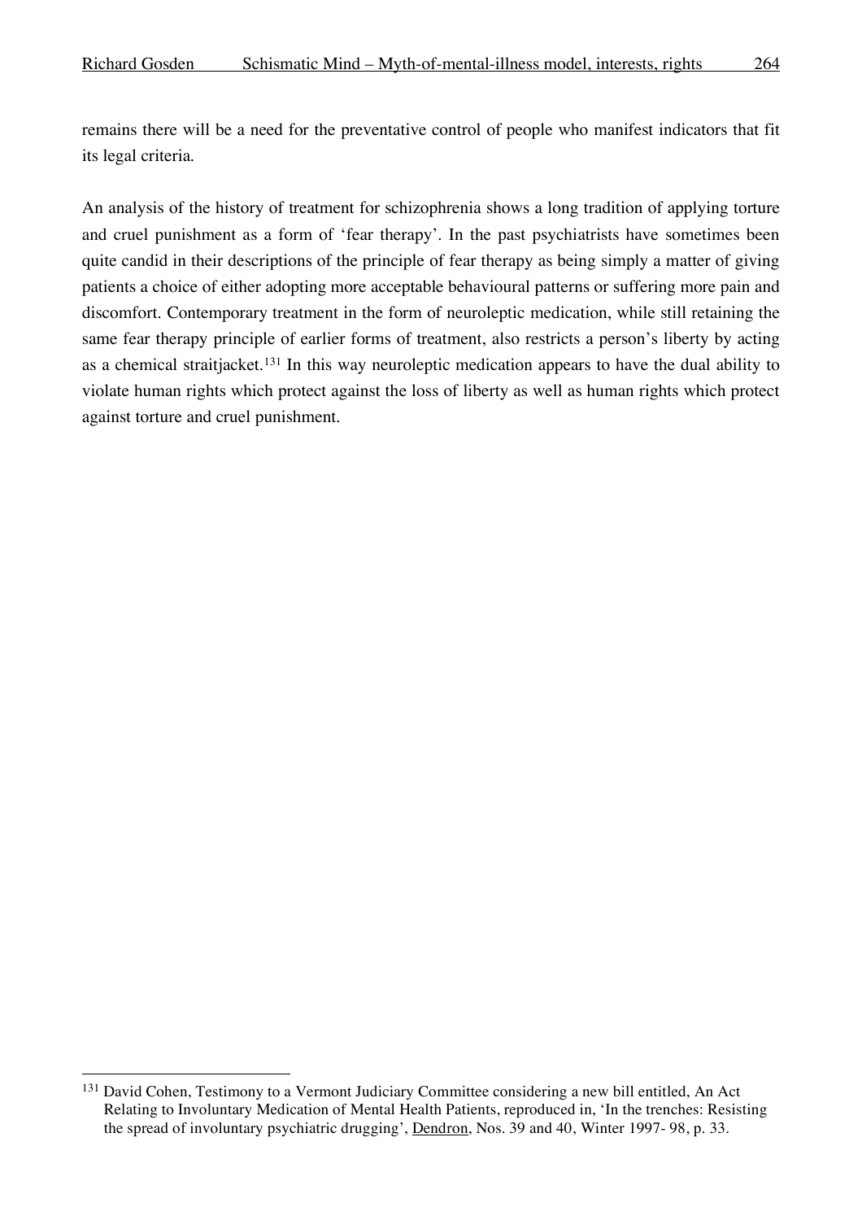remains there will be a need for the preventative control of people who manifest indicators that fit its legal criteria.

An analysis of the history of treatment for schizophrenia shows a long tradition of applying torture and cruel punishment as a form of 'fear therapy'. In the past psychiatrists have sometimes been quite candid in their descriptions of the principle of fear therapy as being simply a matter of giving patients a choice of either adopting more acceptable behavioural patterns or suffering more pain and discomfort. Contemporary treatment in the form of neuroleptic medication, while still retaining the same fear therapy principle of earlier forms of treatment, also restricts a person's liberty by acting as a chemical straitjacket.[131] In this way neuroleptic medication appears to have the dual ability to violate human rights which protect against the loss of liberty as well as human rights which protect against torture and cruel punishment.

[131] David Cohen, Testimony to a Vermont Judiciary Committee considering a new bill entitled, An Act Relating to Involuntary Medication of Mental Health Patients, reproduced in, 'In the trenches: Resisting the spread of involuntary psychiatric drugging', Dendron, Nos. 39 and 40, Winter 1997- 98, p. 33.